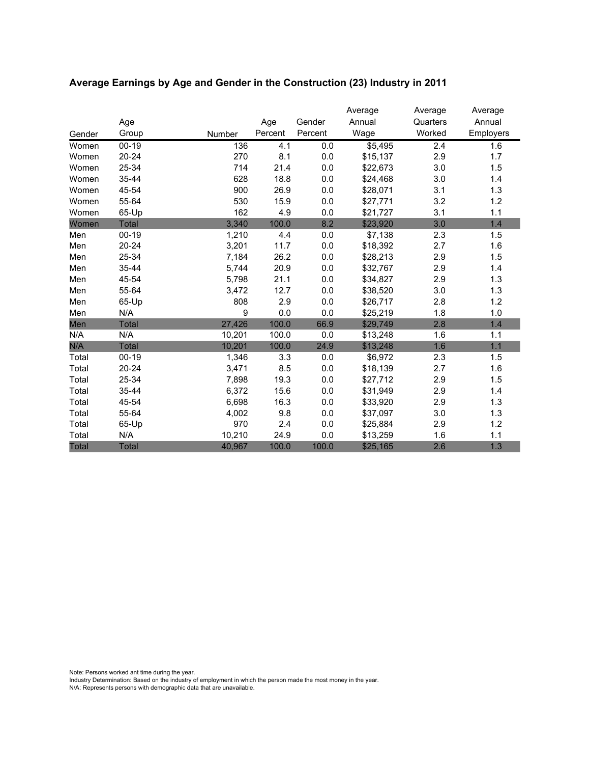## Average Earnings by Age and Gender in the Construction (23) Industry in 2011

| Gender | Age Group | Number | Age Percent | Gender Percent | Average Annual Wage | Average Quarters Worked | Average Annual Employers |
|---|---|---|---|---|---|---|---|
| Women | 00-19 | 136 | 4.1 | 0.0 | $5,495 | 2.4 | 1.6 |
| Women | 20-24 | 270 | 8.1 | 0.0 | $15,137 | 2.9 | 1.7 |
| Women | 25-34 | 714 | 21.4 | 0.0 | $22,673 | 3.0 | 1.5 |
| Women | 35-44 | 628 | 18.8 | 0.0 | $24,468 | 3.0 | 1.4 |
| Women | 45-54 | 900 | 26.9 | 0.0 | $28,071 | 3.1 | 1.3 |
| Women | 55-64 | 530 | 15.9 | 0.0 | $27,771 | 3.2 | 1.2 |
| Women | 65-Up | 162 | 4.9 | 0.0 | $21,727 | 3.1 | 1.1 |
| Women | Total | 3,340 | 100.0 | 8.2 | $23,920 | 3.0 | 1.4 |
| Men | 00-19 | 1,210 | 4.4 | 0.0 | $7,138 | 2.3 | 1.5 |
| Men | 20-24 | 3,201 | 11.7 | 0.0 | $18,392 | 2.7 | 1.6 |
| Men | 25-34 | 7,184 | 26.2 | 0.0 | $28,213 | 2.9 | 1.5 |
| Men | 35-44 | 5,744 | 20.9 | 0.0 | $32,767 | 2.9 | 1.4 |
| Men | 45-54 | 5,798 | 21.1 | 0.0 | $34,827 | 2.9 | 1.3 |
| Men | 55-64 | 3,472 | 12.7 | 0.0 | $38,520 | 3.0 | 1.3 |
| Men | 65-Up | 808 | 2.9 | 0.0 | $26,717 | 2.8 | 1.2 |
| Men | N/A | 9 | 0.0 | 0.0 | $25,219 | 1.8 | 1.0 |
| Men | Total | 27,426 | 100.0 | 66.9 | $29,749 | 2.8 | 1.4 |
| N/A | N/A | 10,201 | 100.0 | 0.0 | $13,248 | 1.6 | 1.1 |
| N/A | Total | 10,201 | 100.0 | 24.9 | $13,248 | 1.6 | 1.1 |
| Total | 00-19 | 1,346 | 3.3 | 0.0 | $6,972 | 2.3 | 1.5 |
| Total | 20-24 | 3,471 | 8.5 | 0.0 | $18,139 | 2.7 | 1.6 |
| Total | 25-34 | 7,898 | 19.3 | 0.0 | $27,712 | 2.9 | 1.5 |
| Total | 35-44 | 6,372 | 15.6 | 0.0 | $31,949 | 2.9 | 1.4 |
| Total | 45-54 | 6,698 | 16.3 | 0.0 | $33,920 | 2.9 | 1.3 |
| Total | 55-64 | 4,002 | 9.8 | 0.0 | $37,097 | 3.0 | 1.3 |
| Total | 65-Up | 970 | 2.4 | 0.0 | $25,884 | 2.9 | 1.2 |
| Total | N/A | 10,210 | 24.9 | 0.0 | $13,259 | 1.6 | 1.1 |
| Total | Total | 40,967 | 100.0 | 100.0 | $25,165 | 2.6 | 1.3 |

Note: Persons worked ant time during the year.
Industry Determination: Based on the industry of employment in which the person made the most money in the year.
N/A: Represents persons with demographic data that are unavailable.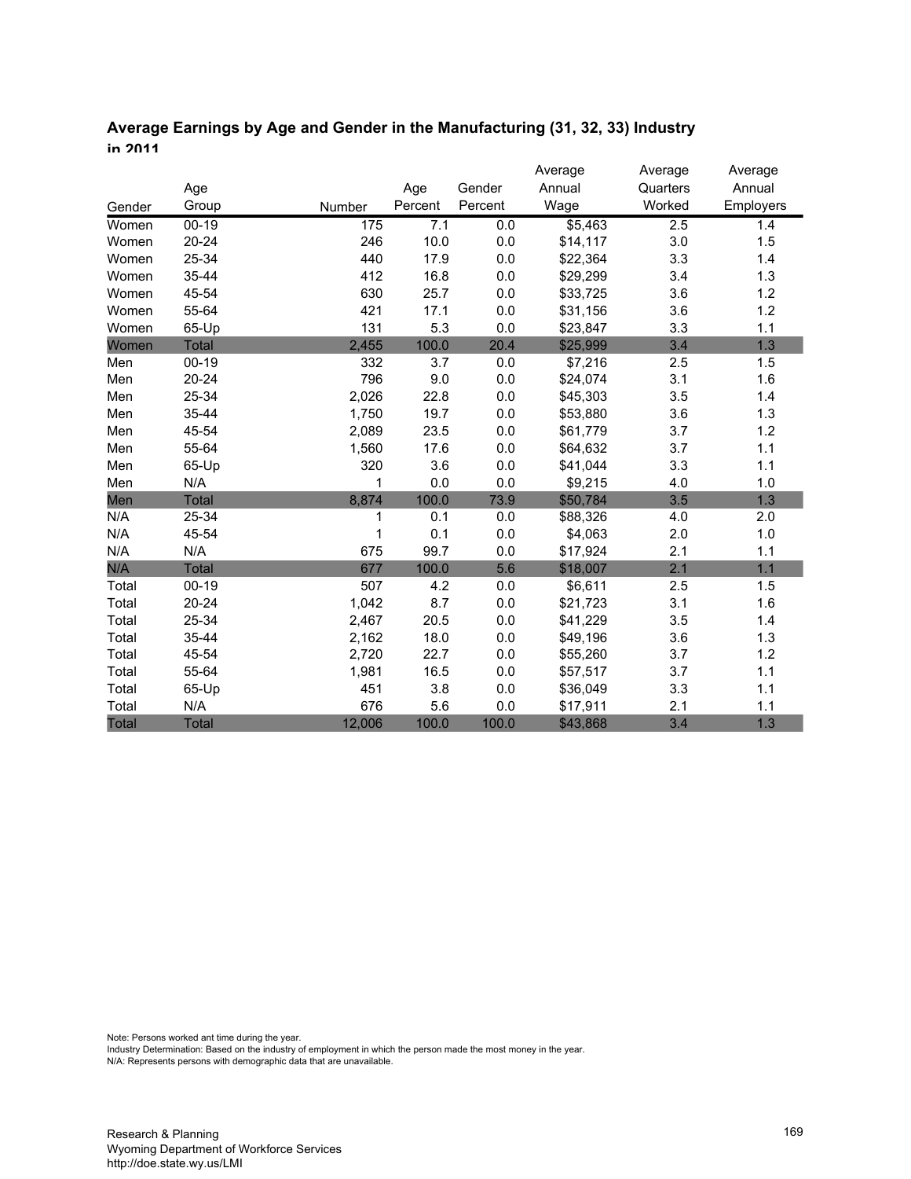**Average Earnings by Age and Gender in the Manufacturing (31, 32, 33) Industry in 2011**

| Gender | Age Group | Number | Age Percent | Gender Percent | Average Annual Wage | Average Quarters Worked | Average Annual Employers |
|---|---|---|---|---|---|---|---|
| Women | 00-19 | 175 | 7.1 | 0.0 | $5,463 | 2.5 | 1.4 |
| Women | 20-24 | 246 | 10.0 | 0.0 | $14,117 | 3.0 | 1.5 |
| Women | 25-34 | 440 | 17.9 | 0.0 | $22,364 | 3.3 | 1.4 |
| Women | 35-44 | 412 | 16.8 | 0.0 | $29,299 | 3.4 | 1.3 |
| Women | 45-54 | 630 | 25.7 | 0.0 | $33,725 | 3.6 | 1.2 |
| Women | 55-64 | 421 | 17.1 | 0.0 | $31,156 | 3.6 | 1.2 |
| Women | 65-Up | 131 | 5.3 | 0.0 | $23,847 | 3.3 | 1.1 |
| Women | Total | 2,455 | 100.0 | 20.4 | $25,999 | 3.4 | 1.3 |
| Men | 00-19 | 332 | 3.7 | 0.0 | $7,216 | 2.5 | 1.5 |
| Men | 20-24 | 796 | 9.0 | 0.0 | $24,074 | 3.1 | 1.6 |
| Men | 25-34 | 2,026 | 22.8 | 0.0 | $45,303 | 3.5 | 1.4 |
| Men | 35-44 | 1,750 | 19.7 | 0.0 | $53,880 | 3.6 | 1.3 |
| Men | 45-54 | 2,089 | 23.5 | 0.0 | $61,779 | 3.7 | 1.2 |
| Men | 55-64 | 1,560 | 17.6 | 0.0 | $64,632 | 3.7 | 1.1 |
| Men | 65-Up | 320 | 3.6 | 0.0 | $41,044 | 3.3 | 1.1 |
| Men | N/A | 1 | 0.0 | 0.0 | $9,215 | 4.0 | 1.0 |
| Men | Total | 8,874 | 100.0 | 73.9 | $50,784 | 3.5 | 1.3 |
| N/A | 25-34 | 1 | 0.1 | 0.0 | $88,326 | 4.0 | 2.0 |
| N/A | 45-54 | 1 | 0.1 | 0.0 | $4,063 | 2.0 | 1.0 |
| N/A | N/A | 675 | 99.7 | 0.0 | $17,924 | 2.1 | 1.1 |
| N/A | Total | 677 | 100.0 | 5.6 | $18,007 | 2.1 | 1.1 |
| Total | 00-19 | 507 | 4.2 | 0.0 | $6,611 | 2.5 | 1.5 |
| Total | 20-24 | 1,042 | 8.7 | 0.0 | $21,723 | 3.1 | 1.6 |
| Total | 25-34 | 2,467 | 20.5 | 0.0 | $41,229 | 3.5 | 1.4 |
| Total | 35-44 | 2,162 | 18.0 | 0.0 | $49,196 | 3.6 | 1.3 |
| Total | 45-54 | 2,720 | 22.7 | 0.0 | $55,260 | 3.7 | 1.2 |
| Total | 55-64 | 1,981 | 16.5 | 0.0 | $57,517 | 3.7 | 1.1 |
| Total | 65-Up | 451 | 3.8 | 0.0 | $36,049 | 3.3 | 1.1 |
| Total | N/A | 676 | 5.6 | 0.0 | $17,911 | 2.1 | 1.1 |
| Total | Total | 12,006 | 100.0 | 100.0 | $43,868 | 3.4 | 1.3 |

Note: Persons worked ant time during the year.
Industry Determination: Based on the industry of employment in which the person made the most money in the year.
N/A: Represents persons with demographic data that are unavailable.

Research & Planning
Wyoming Department of Workforce Services
http://doe.state.wy.us/LMI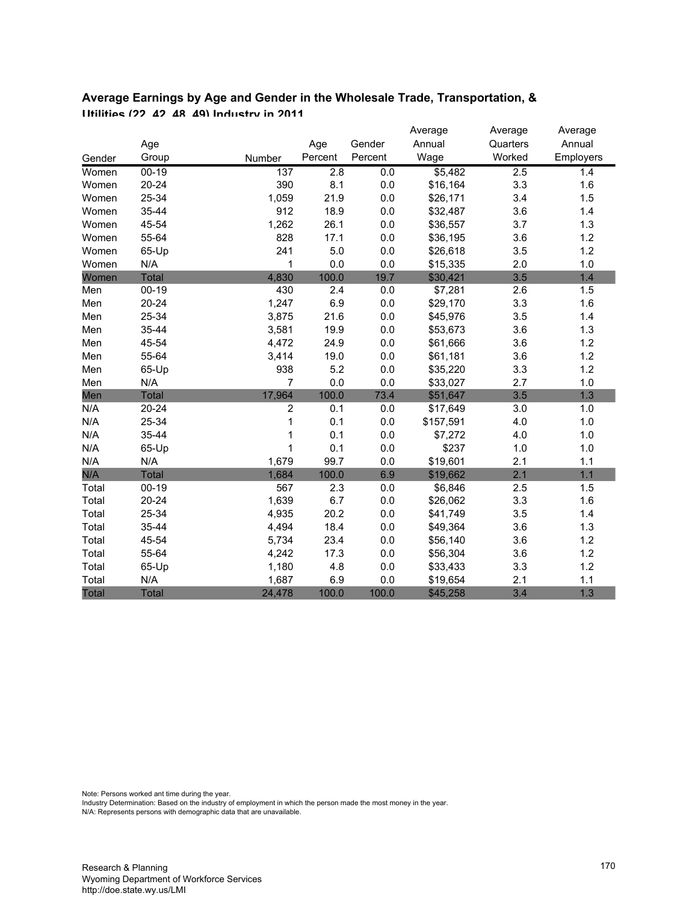### Average Earnings by Age and Gender in the Wholesale Trade, Transportation, & Utilities (22, 42, 48, 49) Industry in 2011

| Gender | Age Group | Number | Age Percent | Gender Percent | Average Annual Wage | Average Quarters Worked | Average Annual Employers |
|---|---|---|---|---|---|---|---|
| Women | 00-19 | 137 | 2.8 | 0.0 | $5,482 | 2.5 | 1.4 |
| Women | 20-24 | 390 | 8.1 | 0.0 | $16,164 | 3.3 | 1.6 |
| Women | 25-34 | 1,059 | 21.9 | 0.0 | $26,171 | 3.4 | 1.5 |
| Women | 35-44 | 912 | 18.9 | 0.0 | $32,487 | 3.6 | 1.4 |
| Women | 45-54 | 1,262 | 26.1 | 0.0 | $36,557 | 3.7 | 1.3 |
| Women | 55-64 | 828 | 17.1 | 0.0 | $36,195 | 3.6 | 1.2 |
| Women | 65-Up | 241 | 5.0 | 0.0 | $26,618 | 3.5 | 1.2 |
| Women | N/A | 1 | 0.0 | 0.0 | $15,335 | 2.0 | 1.0 |
| Women | Total | 4,830 | 100.0 | 19.7 | $30,421 | 3.5 | 1.4 |
| Men | 00-19 | 430 | 2.4 | 0.0 | $7,281 | 2.6 | 1.5 |
| Men | 20-24 | 1,247 | 6.9 | 0.0 | $29,170 | 3.3 | 1.6 |
| Men | 25-34 | 3,875 | 21.6 | 0.0 | $45,976 | 3.5 | 1.4 |
| Men | 35-44 | 3,581 | 19.9 | 0.0 | $53,673 | 3.6 | 1.3 |
| Men | 45-54 | 4,472 | 24.9 | 0.0 | $61,666 | 3.6 | 1.2 |
| Men | 55-64 | 3,414 | 19.0 | 0.0 | $61,181 | 3.6 | 1.2 |
| Men | 65-Up | 938 | 5.2 | 0.0 | $35,220 | 3.3 | 1.2 |
| Men | N/A | 7 | 0.0 | 0.0 | $33,027 | 2.7 | 1.0 |
| Men | Total | 17,964 | 100.0 | 73.4 | $51,647 | 3.5 | 1.3 |
| N/A | 20-24 | 2 | 0.1 | 0.0 | $17,649 | 3.0 | 1.0 |
| N/A | 25-34 | 1 | 0.1 | 0.0 | $157,591 | 4.0 | 1.0 |
| N/A | 35-44 | 1 | 0.1 | 0.0 | $7,272 | 4.0 | 1.0 |
| N/A | 65-Up | 1 | 0.1 | 0.0 | $237 | 1.0 | 1.0 |
| N/A | N/A | 1,679 | 99.7 | 0.0 | $19,601 | 2.1 | 1.1 |
| N/A | Total | 1,684 | 100.0 | 6.9 | $19,662 | 2.1 | 1.1 |
| Total | 00-19 | 567 | 2.3 | 0.0 | $6,846 | 2.5 | 1.5 |
| Total | 20-24 | 1,639 | 6.7 | 0.0 | $26,062 | 3.3 | 1.6 |
| Total | 25-34 | 4,935 | 20.2 | 0.0 | $41,749 | 3.5 | 1.4 |
| Total | 35-44 | 4,494 | 18.4 | 0.0 | $49,364 | 3.6 | 1.3 |
| Total | 45-54 | 5,734 | 23.4 | 0.0 | $56,140 | 3.6 | 1.2 |
| Total | 55-64 | 4,242 | 17.3 | 0.0 | $56,304 | 3.6 | 1.2 |
| Total | 65-Up | 1,180 | 4.8 | 0.0 | $33,433 | 3.3 | 1.2 |
| Total | N/A | 1,687 | 6.9 | 0.0 | $19,654 | 2.1 | 1.1 |
| Total | Total | 24,478 | 100.0 | 100.0 | $45,258 | 3.4 | 1.3 |

Note: Persons worked ant time during the year.
Industry Determination: Based on the industry of employment in which the person made the most money in the year.
N/A: Represents persons with demographic data that are unavailable.

Research & Planning
Wyoming Department of Workforce Services
http://doe.state.wy.us/LMI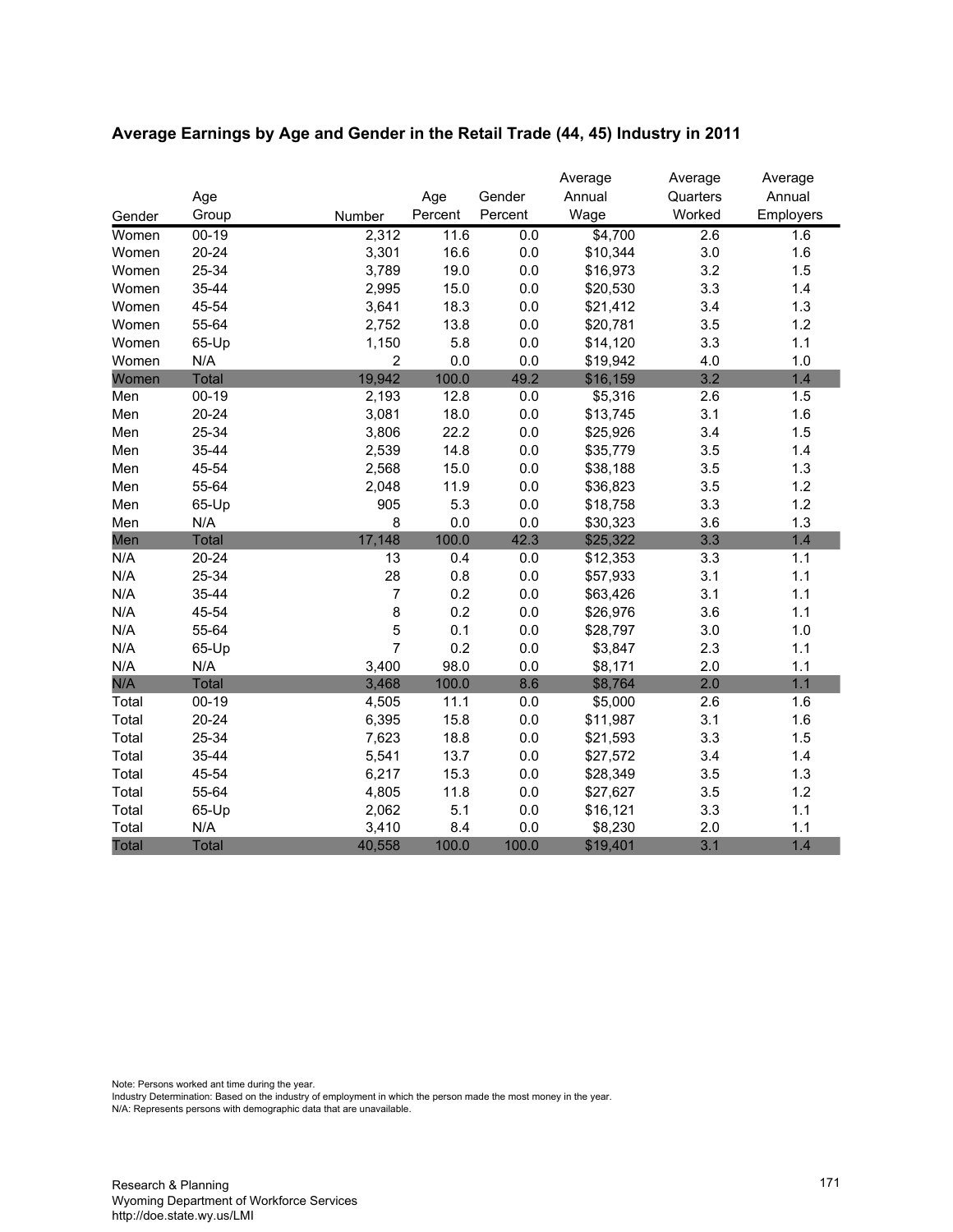## Average Earnings by Age and Gender in the Retail Trade (44, 45) Industry in 2011

| Gender | Age Group | Number | Age Percent | Gender Percent | Average Annual Wage | Average Quarters Worked | Average Annual Employers |
|---|---|---|---|---|---|---|---|
| Women | 00-19 | 2,312 | 11.6 | 0.0 | $4,700 | 2.6 | 1.6 |
| Women | 20-24 | 3,301 | 16.6 | 0.0 | $10,344 | 3.0 | 1.6 |
| Women | 25-34 | 3,789 | 19.0 | 0.0 | $16,973 | 3.2 | 1.5 |
| Women | 35-44 | 2,995 | 15.0 | 0.0 | $20,530 | 3.3 | 1.4 |
| Women | 45-54 | 3,641 | 18.3 | 0.0 | $21,412 | 3.4 | 1.3 |
| Women | 55-64 | 2,752 | 13.8 | 0.0 | $20,781 | 3.5 | 1.2 |
| Women | 65-Up | 1,150 | 5.8 | 0.0 | $14,120 | 3.3 | 1.1 |
| Women | N/A | 2 | 0.0 | 0.0 | $19,942 | 4.0 | 1.0 |
| Women | Total | 19,942 | 100.0 | 49.2 | $16,159 | 3.2 | 1.4 |
| Men | 00-19 | 2,193 | 12.8 | 0.0 | $5,316 | 2.6 | 1.5 |
| Men | 20-24 | 3,081 | 18.0 | 0.0 | $13,745 | 3.1 | 1.6 |
| Men | 25-34 | 3,806 | 22.2 | 0.0 | $25,926 | 3.4 | 1.5 |
| Men | 35-44 | 2,539 | 14.8 | 0.0 | $35,779 | 3.5 | 1.4 |
| Men | 45-54 | 2,568 | 15.0 | 0.0 | $38,188 | 3.5 | 1.3 |
| Men | 55-64 | 2,048 | 11.9 | 0.0 | $36,823 | 3.5 | 1.2 |
| Men | 65-Up | 905 | 5.3 | 0.0 | $18,758 | 3.3 | 1.2 |
| Men | N/A | 8 | 0.0 | 0.0 | $30,323 | 3.6 | 1.3 |
| Men | Total | 17,148 | 100.0 | 42.3 | $25,322 | 3.3 | 1.4 |
| N/A | 20-24 | 13 | 0.4 | 0.0 | $12,353 | 3.3 | 1.1 |
| N/A | 25-34 | 28 | 0.8 | 0.0 | $57,933 | 3.1 | 1.1 |
| N/A | 35-44 | 7 | 0.2 | 0.0 | $63,426 | 3.1 | 1.1 |
| N/A | 45-54 | 8 | 0.2 | 0.0 | $26,976 | 3.6 | 1.1 |
| N/A | 55-64 | 5 | 0.1 | 0.0 | $28,797 | 3.0 | 1.0 |
| N/A | 65-Up | 7 | 0.2 | 0.0 | $3,847 | 2.3 | 1.1 |
| N/A | N/A | 3,400 | 98.0 | 0.0 | $8,171 | 2.0 | 1.1 |
| N/A | Total | 3,468 | 100.0 | 8.6 | $8,764 | 2.0 | 1.1 |
| Total | 00-19 | 4,505 | 11.1 | 0.0 | $5,000 | 2.6 | 1.6 |
| Total | 20-24 | 6,395 | 15.8 | 0.0 | $11,987 | 3.1 | 1.6 |
| Total | 25-34 | 7,623 | 18.8 | 0.0 | $21,593 | 3.3 | 1.5 |
| Total | 35-44 | 5,541 | 13.7 | 0.0 | $27,572 | 3.4 | 1.4 |
| Total | 45-54 | 6,217 | 15.3 | 0.0 | $28,349 | 3.5 | 1.3 |
| Total | 55-64 | 4,805 | 11.8 | 0.0 | $27,627 | 3.5 | 1.2 |
| Total | 65-Up | 2,062 | 5.1 | 0.0 | $16,121 | 3.3 | 1.1 |
| Total | N/A | 3,410 | 8.4 | 0.0 | $8,230 | 2.0 | 1.1 |
| Total | Total | 40,558 | 100.0 | 100.0 | $19,401 | 3.1 | 1.4 |

Note: Persons worked ant time during the year.
Industry Determination: Based on the industry of employment in which the person made the most money in the year.
N/A: Represents persons with demographic data that are unavailable.

Research & Planning
Wyoming Department of Workforce Services
http://doe.state.wy.us/LMI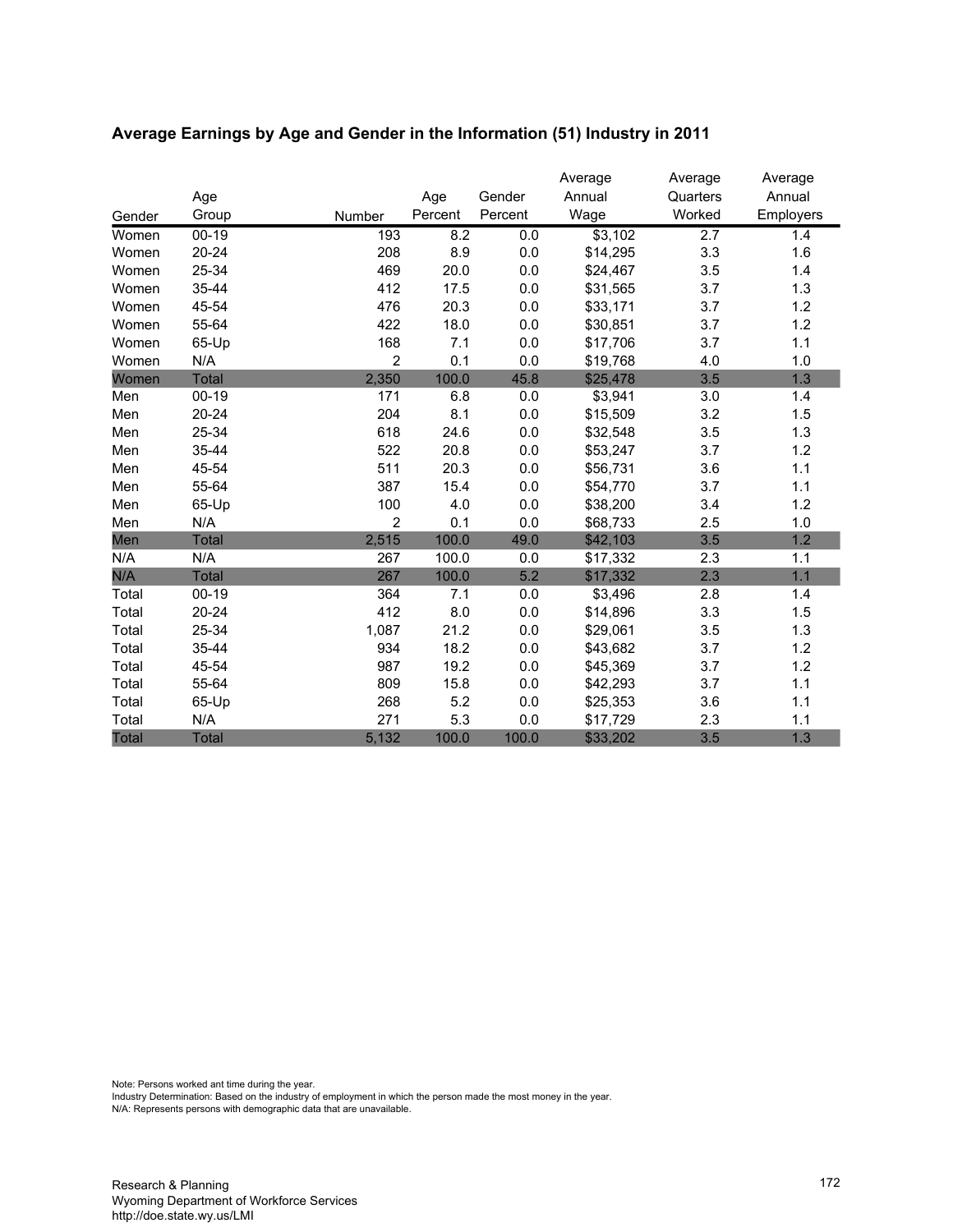## Average Earnings by Age and Gender in the Information (51) Industry in 2011

| Gender | Age Group | Number | Age Percent | Gender Percent | Average Annual Wage | Average Quarters Worked | Average Annual Employers |
|---|---|---|---|---|---|---|---|
| Women | 00-19 | 193 | 8.2 | 0.0 | $3,102 | 2.7 | 1.4 |
| Women | 20-24 | 208 | 8.9 | 0.0 | $14,295 | 3.3 | 1.6 |
| Women | 25-34 | 469 | 20.0 | 0.0 | $24,467 | 3.5 | 1.4 |
| Women | 35-44 | 412 | 17.5 | 0.0 | $31,565 | 3.7 | 1.3 |
| Women | 45-54 | 476 | 20.3 | 0.0 | $33,171 | 3.7 | 1.2 |
| Women | 55-64 | 422 | 18.0 | 0.0 | $30,851 | 3.7 | 1.2 |
| Women | 65-Up | 168 | 7.1 | 0.0 | $17,706 | 3.7 | 1.1 |
| Women | N/A | 2 | 0.1 | 0.0 | $19,768 | 4.0 | 1.0 |
| Women | Total | 2,350 | 100.0 | 45.8 | $25,478 | 3.5 | 1.3 |
| Men | 00-19 | 171 | 6.8 | 0.0 | $3,941 | 3.0 | 1.4 |
| Men | 20-24 | 204 | 8.1 | 0.0 | $15,509 | 3.2 | 1.5 |
| Men | 25-34 | 618 | 24.6 | 0.0 | $32,548 | 3.5 | 1.3 |
| Men | 35-44 | 522 | 20.8 | 0.0 | $53,247 | 3.7 | 1.2 |
| Men | 45-54 | 511 | 20.3 | 0.0 | $56,731 | 3.6 | 1.1 |
| Men | 55-64 | 387 | 15.4 | 0.0 | $54,770 | 3.7 | 1.1 |
| Men | 65-Up | 100 | 4.0 | 0.0 | $38,200 | 3.4 | 1.2 |
| Men | N/A | 2 | 0.1 | 0.0 | $68,733 | 2.5 | 1.0 |
| Men | Total | 2,515 | 100.0 | 49.0 | $42,103 | 3.5 | 1.2 |
| N/A | N/A | 267 | 100.0 | 0.0 | $17,332 | 2.3 | 1.1 |
| N/A | Total | 267 | 100.0 | 5.2 | $17,332 | 2.3 | 1.1 |
| Total | 00-19 | 364 | 7.1 | 0.0 | $3,496 | 2.8 | 1.4 |
| Total | 20-24 | 412 | 8.0 | 0.0 | $14,896 | 3.3 | 1.5 |
| Total | 25-34 | 1,087 | 21.2 | 0.0 | $29,061 | 3.5 | 1.3 |
| Total | 35-44 | 934 | 18.2 | 0.0 | $43,682 | 3.7 | 1.2 |
| Total | 45-54 | 987 | 19.2 | 0.0 | $45,369 | 3.7 | 1.2 |
| Total | 55-64 | 809 | 15.8 | 0.0 | $42,293 | 3.7 | 1.1 |
| Total | 65-Up | 268 | 5.2 | 0.0 | $25,353 | 3.6 | 1.1 |
| Total | N/A | 271 | 5.3 | 0.0 | $17,729 | 2.3 | 1.1 |
| Total | Total | 5,132 | 100.0 | 100.0 | $33,202 | 3.5 | 1.3 |

Note: Persons worked ant time during the year.
Industry Determination: Based on the industry of employment in which the person made the most money in the year.
N/A: Represents persons with demographic data that are unavailable.

Research & Planning
Wyoming Department of Workforce Services
http://doe.state.wy.us/LMI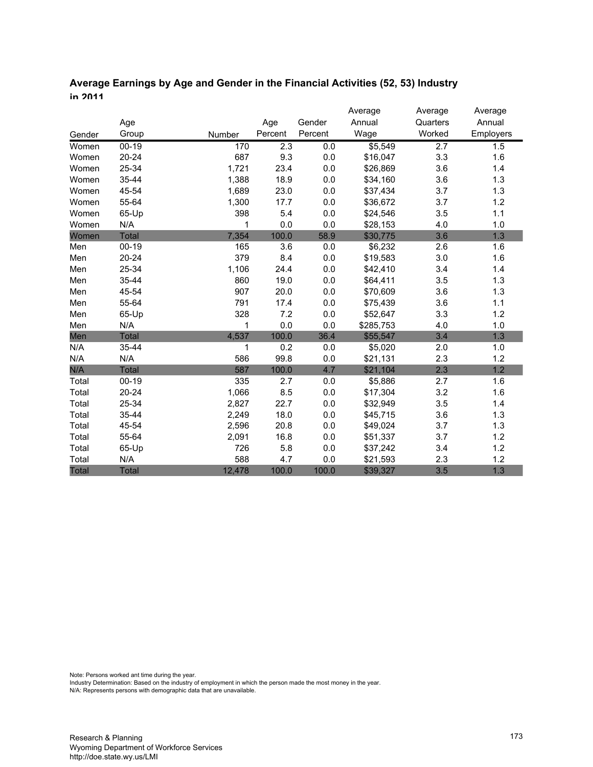### Average Earnings by Age and Gender in the Financial Activities (52, 53) Industry in 2011

| Gender | Age Group | Number | Age Percent | Gender Percent | Average Annual Wage | Average Quarters Worked | Average Annual Employers |
|---|---|---|---|---|---|---|---|
| Women | 00-19 | 170 | 2.3 | 0.0 | $5,549 | 2.7 | 1.5 |
| Women | 20-24 | 687 | 9.3 | 0.0 | $16,047 | 3.3 | 1.6 |
| Women | 25-34 | 1,721 | 23.4 | 0.0 | $26,869 | 3.6 | 1.4 |
| Women | 35-44 | 1,388 | 18.9 | 0.0 | $34,160 | 3.6 | 1.3 |
| Women | 45-54 | 1,689 | 23.0 | 0.0 | $37,434 | 3.7 | 1.3 |
| Women | 55-64 | 1,300 | 17.7 | 0.0 | $36,672 | 3.7 | 1.2 |
| Women | 65-Up | 398 | 5.4 | 0.0 | $24,546 | 3.5 | 1.1 |
| Women | N/A | 1 | 0.0 | 0.0 | $28,153 | 4.0 | 1.0 |
| Women | Total | 7,354 | 100.0 | 58.9 | $30,775 | 3.6 | 1.3 |
| Men | 00-19 | 165 | 3.6 | 0.0 | $6,232 | 2.6 | 1.6 |
| Men | 20-24 | 379 | 8.4 | 0.0 | $19,583 | 3.0 | 1.6 |
| Men | 25-34 | 1,106 | 24.4 | 0.0 | $42,410 | 3.4 | 1.4 |
| Men | 35-44 | 860 | 19.0 | 0.0 | $64,411 | 3.5 | 1.3 |
| Men | 45-54 | 907 | 20.0 | 0.0 | $70,609 | 3.6 | 1.3 |
| Men | 55-64 | 791 | 17.4 | 0.0 | $75,439 | 3.6 | 1.1 |
| Men | 65-Up | 328 | 7.2 | 0.0 | $52,647 | 3.3 | 1.2 |
| Men | N/A | 1 | 0.0 | 0.0 | $285,753 | 4.0 | 1.0 |
| Men | Total | 4,537 | 100.0 | 36.4 | $55,547 | 3.4 | 1.3 |
| N/A | 35-44 | 1 | 0.2 | 0.0 | $5,020 | 2.0 | 1.0 |
| N/A | N/A | 586 | 99.8 | 0.0 | $21,131 | 2.3 | 1.2 |
| N/A | Total | 587 | 100.0 | 4.7 | $21,104 | 2.3 | 1.2 |
| Total | 00-19 | 335 | 2.7 | 0.0 | $5,886 | 2.7 | 1.6 |
| Total | 20-24 | 1,066 | 8.5 | 0.0 | $17,304 | 3.2 | 1.6 |
| Total | 25-34 | 2,827 | 22.7 | 0.0 | $32,949 | 3.5 | 1.4 |
| Total | 35-44 | 2,249 | 18.0 | 0.0 | $45,715 | 3.6 | 1.3 |
| Total | 45-54 | 2,596 | 20.8 | 0.0 | $49,024 | 3.7 | 1.3 |
| Total | 55-64 | 2,091 | 16.8 | 0.0 | $51,337 | 3.7 | 1.2 |
| Total | 65-Up | 726 | 5.8 | 0.0 | $37,242 | 3.4 | 1.2 |
| Total | N/A | 588 | 4.7 | 0.0 | $21,593 | 2.3 | 1.2 |
| Total | Total | 12,478 | 100.0 | 100.0 | $39,327 | 3.5 | 1.3 |

Note: Persons worked ant time during the year.
Industry Determination: Based on the industry of employment in which the person made the most money in the year.
N/A: Represents persons with demographic data that are unavailable.

Research & Planning
Wyoming Department of Workforce Services
http://doe.state.wy.us/LMI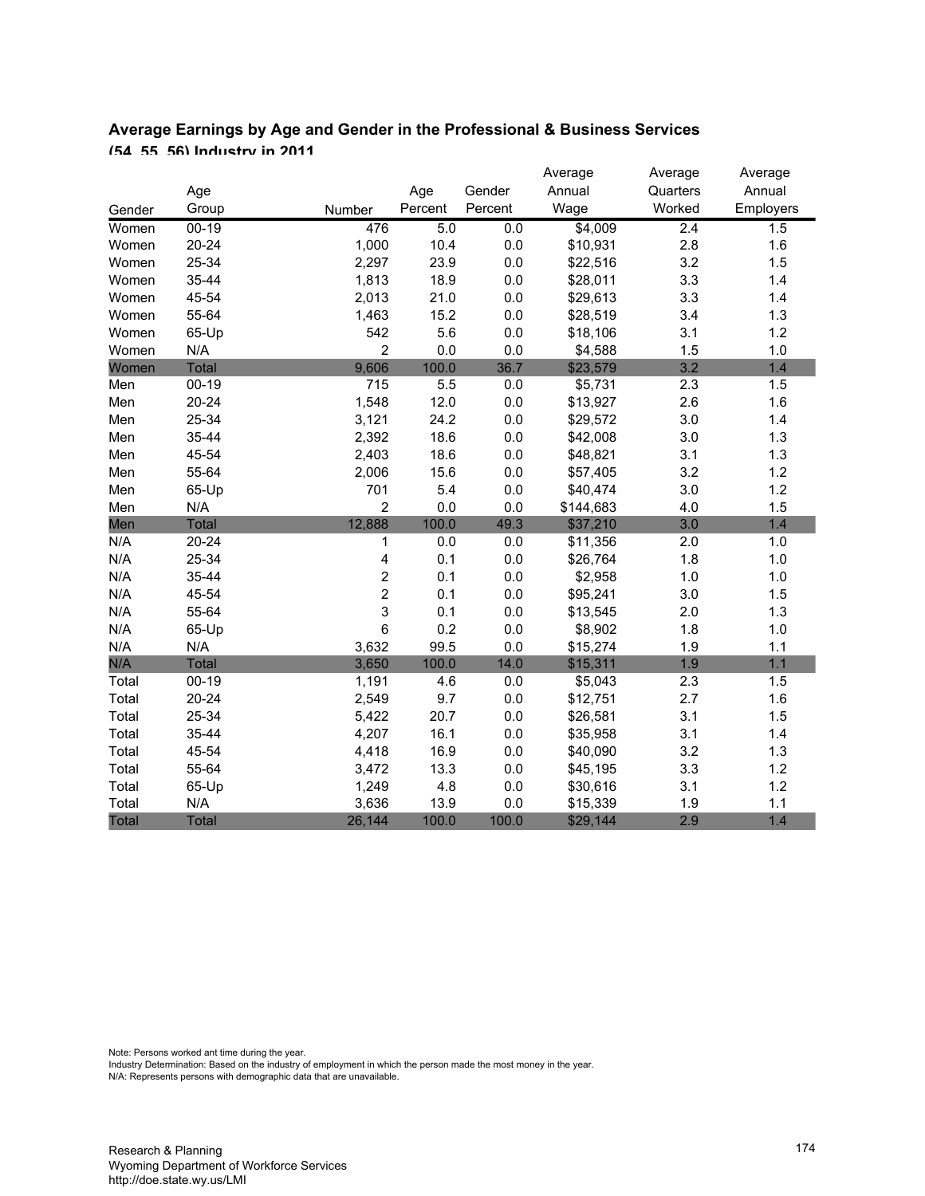## Average Earnings by Age and Gender in the Professional & Business Services (54, 55, 56) Industry in 2011

| Gender | Age Group | Number | Age Percent | Gender Percent | Average Annual Wage | Average Quarters Worked | Average Annual Employers |
|---|---|---|---|---|---|---|---|
| Women | 00-19 | 476 | 5.0 | 0.0 | $4,009 | 2.4 | 1.5 |
| Women | 20-24 | 1,000 | 10.4 | 0.0 | $10,931 | 2.8 | 1.6 |
| Women | 25-34 | 2,297 | 23.9 | 0.0 | $22,516 | 3.2 | 1.5 |
| Women | 35-44 | 1,813 | 18.9 | 0.0 | $28,011 | 3.3 | 1.4 |
| Women | 45-54 | 2,013 | 21.0 | 0.0 | $29,613 | 3.3 | 1.4 |
| Women | 55-64 | 1,463 | 15.2 | 0.0 | $28,519 | 3.4 | 1.3 |
| Women | 65-Up | 542 | 5.6 | 0.0 | $18,106 | 3.1 | 1.2 |
| Women | N/A | 2 | 0.0 | 0.0 | $4,588 | 1.5 | 1.0 |
| Women | Total | 9,606 | 100.0 | 36.7 | $23,579 | 3.2 | 1.4 |
| Men | 00-19 | 715 | 5.5 | 0.0 | $5,731 | 2.3 | 1.5 |
| Men | 20-24 | 1,548 | 12.0 | 0.0 | $13,927 | 2.6 | 1.6 |
| Men | 25-34 | 3,121 | 24.2 | 0.0 | $29,572 | 3.0 | 1.4 |
| Men | 35-44 | 2,392 | 18.6 | 0.0 | $42,008 | 3.0 | 1.3 |
| Men | 45-54 | 2,403 | 18.6 | 0.0 | $48,821 | 3.1 | 1.3 |
| Men | 55-64 | 2,006 | 15.6 | 0.0 | $57,405 | 3.2 | 1.2 |
| Men | 65-Up | 701 | 5.4 | 0.0 | $40,474 | 3.0 | 1.2 |
| Men | N/A | 2 | 0.0 | 0.0 | $144,683 | 4.0 | 1.5 |
| Men | Total | 12,888 | 100.0 | 49.3 | $37,210 | 3.0 | 1.4 |
| N/A | 20-24 | 1 | 0.0 | 0.0 | $11,356 | 2.0 | 1.0 |
| N/A | 25-34 | 4 | 0.1 | 0.0 | $26,764 | 1.8 | 1.0 |
| N/A | 35-44 | 2 | 0.1 | 0.0 | $2,958 | 1.0 | 1.0 |
| N/A | 45-54 | 2 | 0.1 | 0.0 | $95,241 | 3.0 | 1.5 |
| N/A | 55-64 | 3 | 0.1 | 0.0 | $13,545 | 2.0 | 1.3 |
| N/A | 65-Up | 6 | 0.2 | 0.0 | $8,902 | 1.8 | 1.0 |
| N/A | N/A | 3,632 | 99.5 | 0.0 | $15,274 | 1.9 | 1.1 |
| N/A | Total | 3,650 | 100.0 | 14.0 | $15,311 | 1.9 | 1.1 |
| Total | 00-19 | 1,191 | 4.6 | 0.0 | $5,043 | 2.3 | 1.5 |
| Total | 20-24 | 2,549 | 9.7 | 0.0 | $12,751 | 2.7 | 1.6 |
| Total | 25-34 | 5,422 | 20.7 | 0.0 | $26,581 | 3.1 | 1.5 |
| Total | 35-44 | 4,207 | 16.1 | 0.0 | $35,958 | 3.1 | 1.4 |
| Total | 45-54 | 4,418 | 16.9 | 0.0 | $40,090 | 3.2 | 1.3 |
| Total | 55-64 | 3,472 | 13.3 | 0.0 | $45,195 | 3.3 | 1.2 |
| Total | 65-Up | 1,249 | 4.8 | 0.0 | $30,616 | 3.1 | 1.2 |
| Total | N/A | 3,636 | 13.9 | 0.0 | $15,339 | 1.9 | 1.1 |
| Total | Total | 26,144 | 100.0 | 100.0 | $29,144 | 2.9 | 1.4 |

Note: Persons worked ant time during the year.
Industry Determination: Based on the industry of employment in which the person made the most money in the year.
N/A: Represents persons with demographic data that are unavailable.

Research & Planning
Wyoming Department of Workforce Services
http://doe.state.wy.us/LMI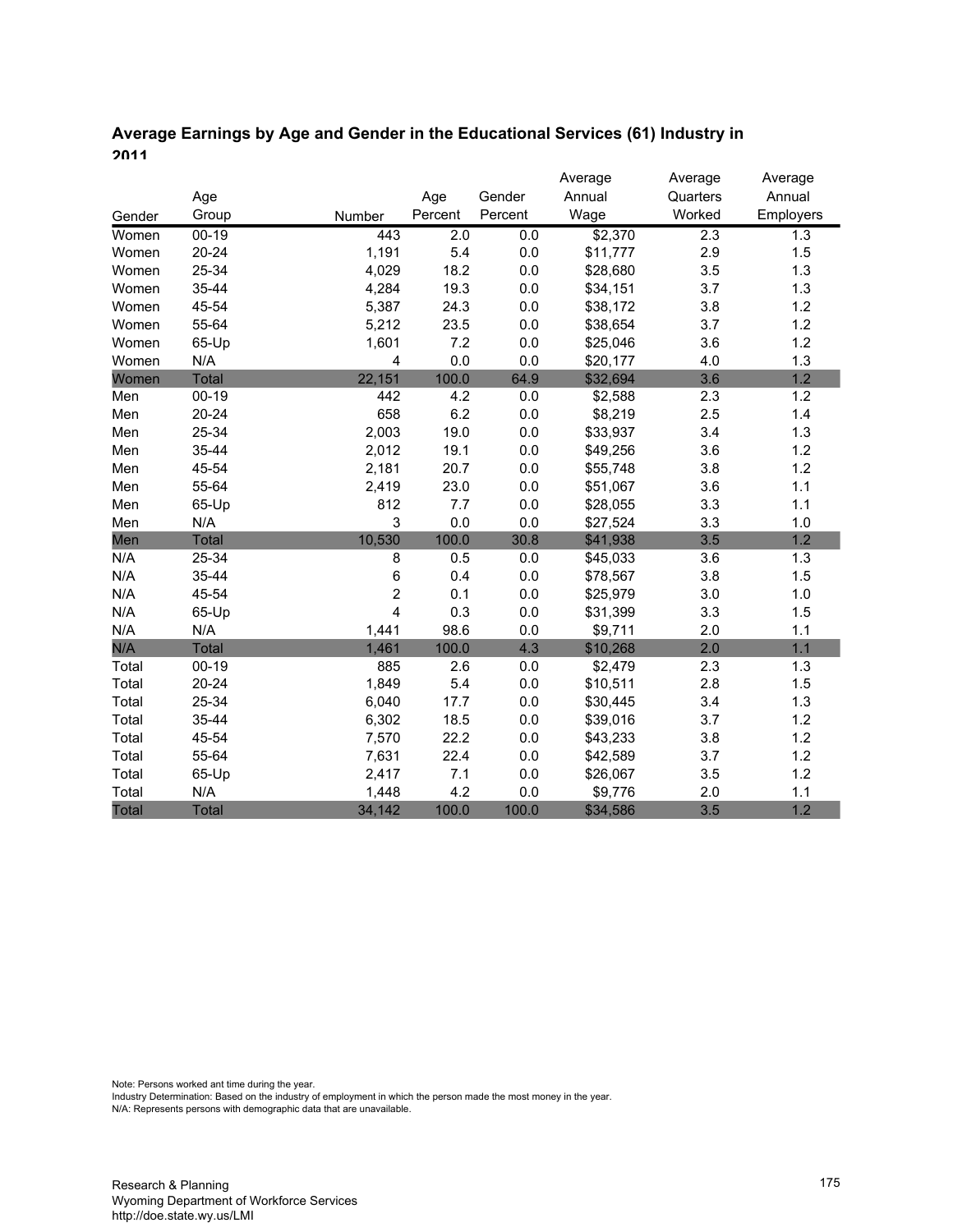## Average Earnings by Age and Gender in the Educational Services (61) Industry in 2011

| Gender | Age Group | Number | Age Percent | Gender Percent | Average Annual Wage | Average Quarters Worked | Average Annual Employers |
|---|---|---|---|---|---|---|---|
| Women | 00-19 | 443 | 2.0 | 0.0 | $2,370 | 2.3 | 1.3 |
| Women | 20-24 | 1,191 | 5.4 | 0.0 | $11,777 | 2.9 | 1.5 |
| Women | 25-34 | 4,029 | 18.2 | 0.0 | $28,680 | 3.5 | 1.3 |
| Women | 35-44 | 4,284 | 19.3 | 0.0 | $34,151 | 3.7 | 1.3 |
| Women | 45-54 | 5,387 | 24.3 | 0.0 | $38,172 | 3.8 | 1.2 |
| Women | 55-64 | 5,212 | 23.5 | 0.0 | $38,654 | 3.7 | 1.2 |
| Women | 65-Up | 1,601 | 7.2 | 0.0 | $25,046 | 3.6 | 1.2 |
| Women | N/A | 4 | 0.0 | 0.0 | $20,177 | 4.0 | 1.3 |
| Women | Total | 22,151 | 100.0 | 64.9 | $32,694 | 3.6 | 1.2 |
| Men | 00-19 | 442 | 4.2 | 0.0 | $2,588 | 2.3 | 1.2 |
| Men | 20-24 | 658 | 6.2 | 0.0 | $8,219 | 2.5 | 1.4 |
| Men | 25-34 | 2,003 | 19.0 | 0.0 | $33,937 | 3.4 | 1.3 |
| Men | 35-44 | 2,012 | 19.1 | 0.0 | $49,256 | 3.6 | 1.2 |
| Men | 45-54 | 2,181 | 20.7 | 0.0 | $55,748 | 3.8 | 1.2 |
| Men | 55-64 | 2,419 | 23.0 | 0.0 | $51,067 | 3.6 | 1.1 |
| Men | 65-Up | 812 | 7.7 | 0.0 | $28,055 | 3.3 | 1.1 |
| Men | N/A | 3 | 0.0 | 0.0 | $27,524 | 3.3 | 1.0 |
| Men | Total | 10,530 | 100.0 | 30.8 | $41,938 | 3.5 | 1.2 |
| N/A | 25-34 | 8 | 0.5 | 0.0 | $45,033 | 3.6 | 1.3 |
| N/A | 35-44 | 6 | 0.4 | 0.0 | $78,567 | 3.8 | 1.5 |
| N/A | 45-54 | 2 | 0.1 | 0.0 | $25,979 | 3.0 | 1.0 |
| N/A | 65-Up | 4 | 0.3 | 0.0 | $31,399 | 3.3 | 1.5 |
| N/A | N/A | 1,441 | 98.6 | 0.0 | $9,711 | 2.0 | 1.1 |
| N/A | Total | 1,461 | 100.0 | 4.3 | $10,268 | 2.0 | 1.1 |
| Total | 00-19 | 885 | 2.6 | 0.0 | $2,479 | 2.3 | 1.3 |
| Total | 20-24 | 1,849 | 5.4 | 0.0 | $10,511 | 2.8 | 1.5 |
| Total | 25-34 | 6,040 | 17.7 | 0.0 | $30,445 | 3.4 | 1.3 |
| Total | 35-44 | 6,302 | 18.5 | 0.0 | $39,016 | 3.7 | 1.2 |
| Total | 45-54 | 7,570 | 22.2 | 0.0 | $43,233 | 3.8 | 1.2 |
| Total | 55-64 | 7,631 | 22.4 | 0.0 | $42,589 | 3.7 | 1.2 |
| Total | 65-Up | 2,417 | 7.1 | 0.0 | $26,067 | 3.5 | 1.2 |
| Total | N/A | 1,448 | 4.2 | 0.0 | $9,776 | 2.0 | 1.1 |
| Total | Total | 34,142 | 100.0 | 100.0 | $34,586 | 3.5 | 1.2 |

Note: Persons worked ant time during the year.
Industry Determination: Based on the industry of employment in which the person made the most money in the year.
N/A: Represents persons with demographic data that are unavailable.

Research & Planning
Wyoming Department of Workforce Services
http://doe.state.wy.us/LMI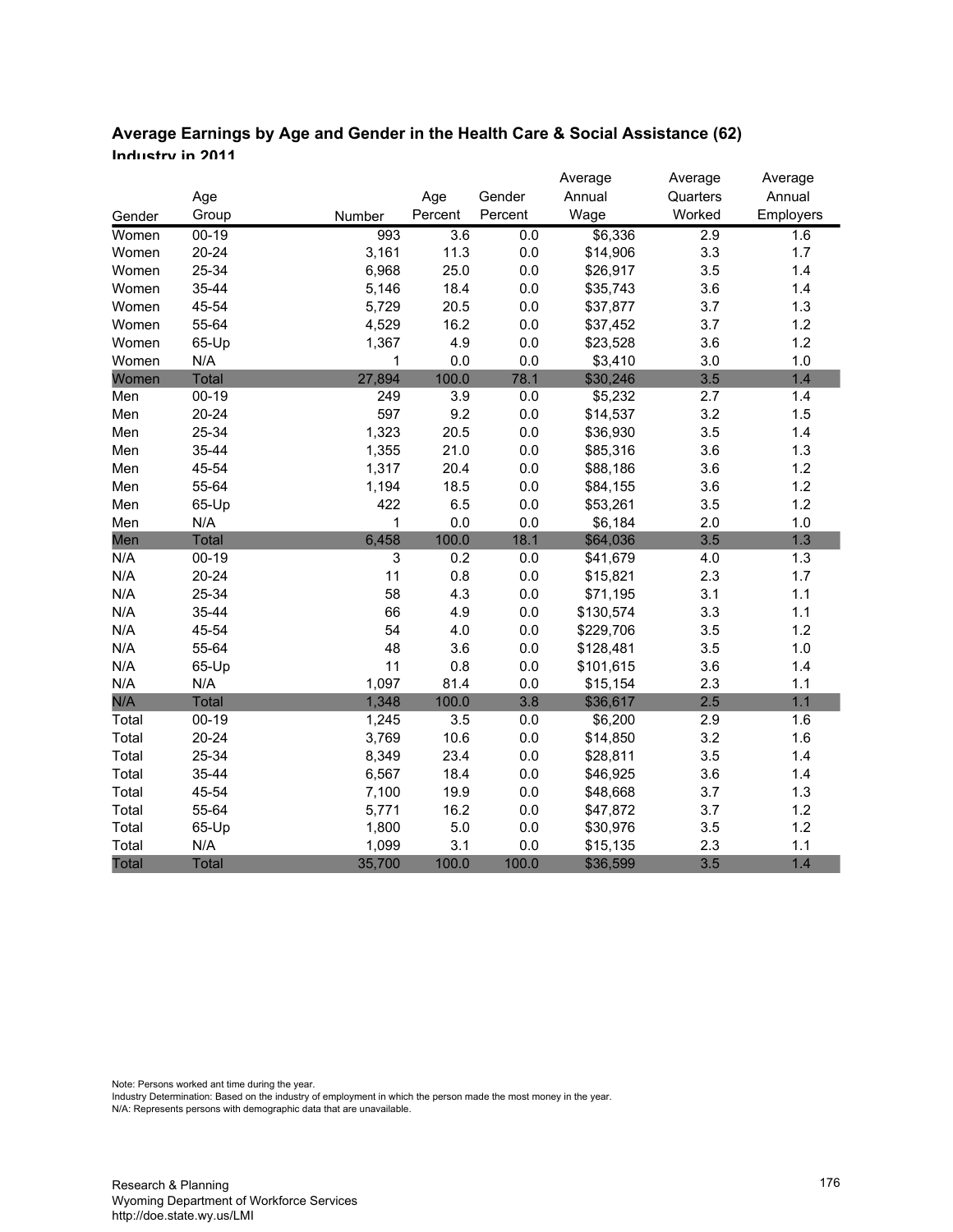### Average Earnings by Age and Gender in the Health Care & Social Assistance (62) Industry in 2011

| Gender | Age Group | Number | Age Percent | Gender Percent | Average Annual Wage | Average Quarters Worked | Average Annual Employers |
|---|---|---|---|---|---|---|---|
| Women | 00-19 | 993 | 3.6 | 0.0 | $6,336 | 2.9 | 1.6 |
| Women | 20-24 | 3,161 | 11.3 | 0.0 | $14,906 | 3.3 | 1.7 |
| Women | 25-34 | 6,968 | 25.0 | 0.0 | $26,917 | 3.5 | 1.4 |
| Women | 35-44 | 5,146 | 18.4 | 0.0 | $35,743 | 3.6 | 1.4 |
| Women | 45-54 | 5,729 | 20.5 | 0.0 | $37,877 | 3.7 | 1.3 |
| Women | 55-64 | 4,529 | 16.2 | 0.0 | $37,452 | 3.7 | 1.2 |
| Women | 65-Up | 1,367 | 4.9 | 0.0 | $23,528 | 3.6 | 1.2 |
| Women | N/A | 1 | 0.0 | 0.0 | $3,410 | 3.0 | 1.0 |
| Women | Total | 27,894 | 100.0 | 78.1 | $30,246 | 3.5 | 1.4 |
| Men | 00-19 | 249 | 3.9 | 0.0 | $5,232 | 2.7 | 1.4 |
| Men | 20-24 | 597 | 9.2 | 0.0 | $14,537 | 3.2 | 1.5 |
| Men | 25-34 | 1,323 | 20.5 | 0.0 | $36,930 | 3.5 | 1.4 |
| Men | 35-44 | 1,355 | 21.0 | 0.0 | $85,316 | 3.6 | 1.3 |
| Men | 45-54 | 1,317 | 20.4 | 0.0 | $88,186 | 3.6 | 1.2 |
| Men | 55-64 | 1,194 | 18.5 | 0.0 | $84,155 | 3.6 | 1.2 |
| Men | 65-Up | 422 | 6.5 | 0.0 | $53,261 | 3.5 | 1.2 |
| Men | N/A | 1 | 0.0 | 0.0 | $6,184 | 2.0 | 1.0 |
| Men | Total | 6,458 | 100.0 | 18.1 | $64,036 | 3.5 | 1.3 |
| N/A | 00-19 | 3 | 0.2 | 0.0 | $41,679 | 4.0 | 1.3 |
| N/A | 20-24 | 11 | 0.8 | 0.0 | $15,821 | 2.3 | 1.7 |
| N/A | 25-34 | 58 | 4.3 | 0.0 | $71,195 | 3.1 | 1.1 |
| N/A | 35-44 | 66 | 4.9 | 0.0 | $130,574 | 3.3 | 1.1 |
| N/A | 45-54 | 54 | 4.0 | 0.0 | $229,706 | 3.5 | 1.2 |
| N/A | 55-64 | 48 | 3.6 | 0.0 | $128,481 | 3.5 | 1.0 |
| N/A | 65-Up | 11 | 0.8 | 0.0 | $101,615 | 3.6 | 1.4 |
| N/A | N/A | 1,097 | 81.4 | 0.0 | $15,154 | 2.3 | 1.1 |
| N/A | Total | 1,348 | 100.0 | 3.8 | $36,617 | 2.5 | 1.1 |
| Total | 00-19 | 1,245 | 3.5 | 0.0 | $6,200 | 2.9 | 1.6 |
| Total | 20-24 | 3,769 | 10.6 | 0.0 | $14,850 | 3.2 | 1.6 |
| Total | 25-34 | 8,349 | 23.4 | 0.0 | $28,811 | 3.5 | 1.4 |
| Total | 35-44 | 6,567 | 18.4 | 0.0 | $46,925 | 3.6 | 1.4 |
| Total | 45-54 | 7,100 | 19.9 | 0.0 | $48,668 | 3.7 | 1.3 |
| Total | 55-64 | 5,771 | 16.2 | 0.0 | $47,872 | 3.7 | 1.2 |
| Total | 65-Up | 1,800 | 5.0 | 0.0 | $30,976 | 3.5 | 1.2 |
| Total | N/A | 1,099 | 3.1 | 0.0 | $15,135 | 2.3 | 1.1 |
| Total | Total | 35,700 | 100.0 | 100.0 | $36,599 | 3.5 | 1.4 |

Note: Persons worked ant time during the year.
Industry Determination: Based on the industry of employment in which the person made the most money in the year.
N/A: Represents persons with demographic data that are unavailable.

Research & Planning
Wyoming Department of Workforce Services
http://doe.state.wy.us/LMI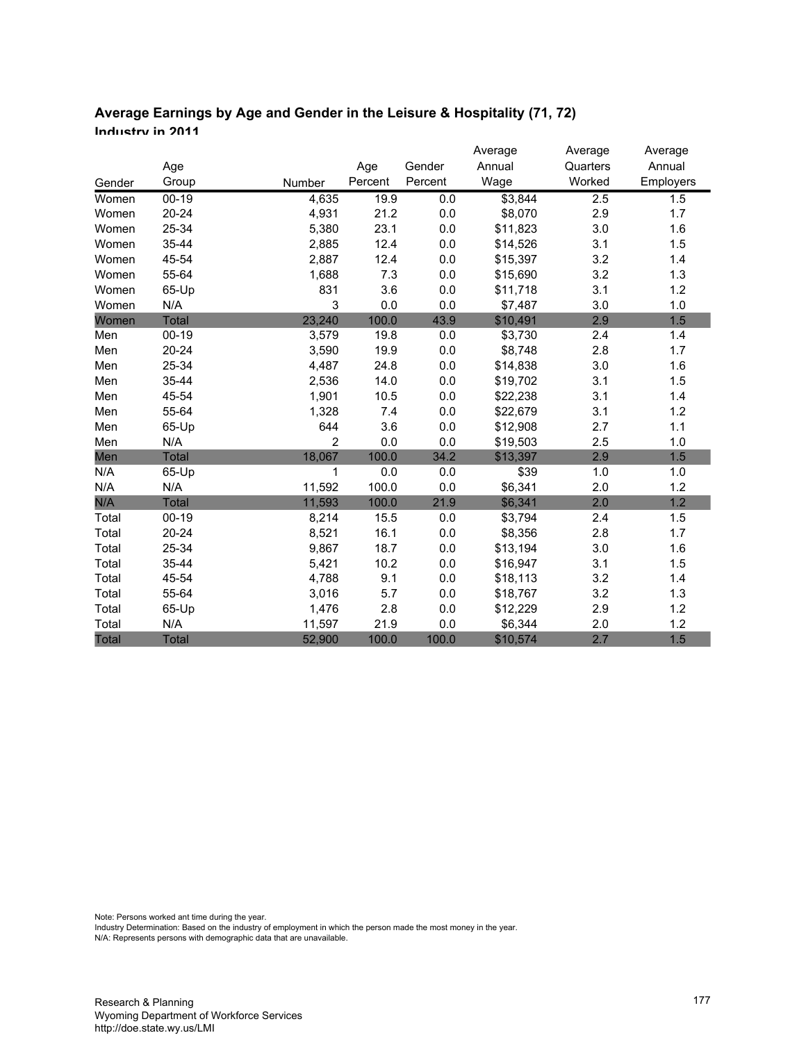### Average Earnings by Age and Gender in the Leisure & Hospitality (71, 72) Industry in 2011

| Gender | Age Group | Number | Age Percent | Gender Percent | Average Annual Wage | Average Quarters Worked | Average Annual Employers |
|---|---|---|---|---|---|---|---|
| Women | 00-19 | 4,635 | 19.9 | 0.0 | $3,844 | 2.5 | 1.5 |
| Women | 20-24 | 4,931 | 21.2 | 0.0 | $8,070 | 2.9 | 1.7 |
| Women | 25-34 | 5,380 | 23.1 | 0.0 | $11,823 | 3.0 | 1.6 |
| Women | 35-44 | 2,885 | 12.4 | 0.0 | $14,526 | 3.1 | 1.5 |
| Women | 45-54 | 2,887 | 12.4 | 0.0 | $15,397 | 3.2 | 1.4 |
| Women | 55-64 | 1,688 | 7.3 | 0.0 | $15,690 | 3.2 | 1.3 |
| Women | 65-Up | 831 | 3.6 | 0.0 | $11,718 | 3.1 | 1.2 |
| Women | N/A | 3 | 0.0 | 0.0 | $7,487 | 3.0 | 1.0 |
| Women | Total | 23,240 | 100.0 | 43.9 | $10,491 | 2.9 | 1.5 |
| Men | 00-19 | 3,579 | 19.8 | 0.0 | $3,730 | 2.4 | 1.4 |
| Men | 20-24 | 3,590 | 19.9 | 0.0 | $8,748 | 2.8 | 1.7 |
| Men | 25-34 | 4,487 | 24.8 | 0.0 | $14,838 | 3.0 | 1.6 |
| Men | 35-44 | 2,536 | 14.0 | 0.0 | $19,702 | 3.1 | 1.5 |
| Men | 45-54 | 1,901 | 10.5 | 0.0 | $22,238 | 3.1 | 1.4 |
| Men | 55-64 | 1,328 | 7.4 | 0.0 | $22,679 | 3.1 | 1.2 |
| Men | 65-Up | 644 | 3.6 | 0.0 | $12,908 | 2.7 | 1.1 |
| Men | N/A | 2 | 0.0 | 0.0 | $19,503 | 2.5 | 1.0 |
| Men | Total | 18,067 | 100.0 | 34.2 | $13,397 | 2.9 | 1.5 |
| N/A | 65-Up | 1 | 0.0 | 0.0 | $39 | 1.0 | 1.0 |
| N/A | N/A | 11,592 | 100.0 | 0.0 | $6,341 | 2.0 | 1.2 |
| N/A | Total | 11,593 | 100.0 | 21.9 | $6,341 | 2.0 | 1.2 |
| Total | 00-19 | 8,214 | 15.5 | 0.0 | $3,794 | 2.4 | 1.5 |
| Total | 20-24 | 8,521 | 16.1 | 0.0 | $8,356 | 2.8 | 1.7 |
| Total | 25-34 | 9,867 | 18.7 | 0.0 | $13,194 | 3.0 | 1.6 |
| Total | 35-44 | 5,421 | 10.2 | 0.0 | $16,947 | 3.1 | 1.5 |
| Total | 45-54 | 4,788 | 9.1 | 0.0 | $18,113 | 3.2 | 1.4 |
| Total | 55-64 | 3,016 | 5.7 | 0.0 | $18,767 | 3.2 | 1.3 |
| Total | 65-Up | 1,476 | 2.8 | 0.0 | $12,229 | 2.9 | 1.2 |
| Total | N/A | 11,597 | 21.9 | 0.0 | $6,344 | 2.0 | 1.2 |
| Total | Total | 52,900 | 100.0 | 100.0 | $10,574 | 2.7 | 1.5 |

Note: Persons worked ant time during the year.
Industry Determination: Based on the industry of employment in which the person made the most money in the year.
N/A: Represents persons with demographic data that are unavailable.

Research & Planning
Wyoming Department of Workforce Services
http://doe.state.wy.us/LMI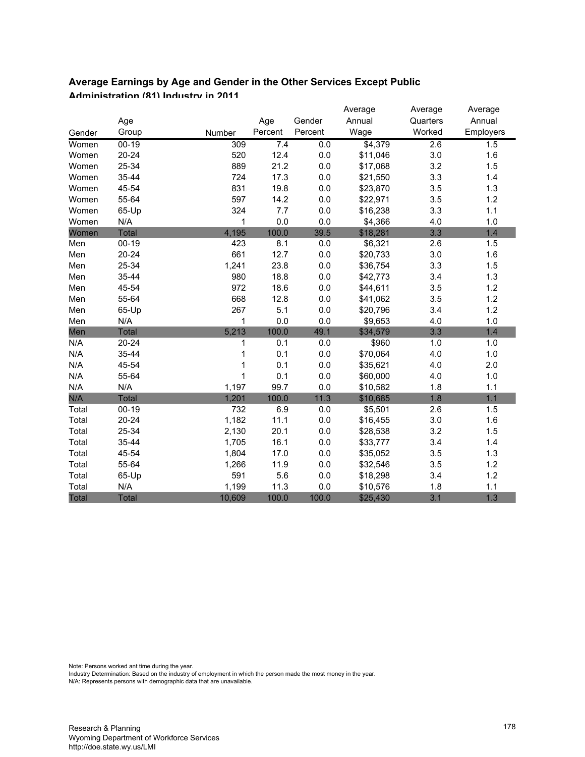**Average Earnings by Age and Gender in the Other Services Except Public Administration (81) Industry in 2011**

| Gender | Age Group | Number | Age Percent | Gender Percent | Average Annual Wage | Average Quarters Worked | Average Annual Employers |
|---|---|---|---|---|---|---|---|
| Women | 00-19 | 309 | 7.4 | 0.0 | $4,379 | 2.6 | 1.5 |
| Women | 20-24 | 520 | 12.4 | 0.0 | $11,046 | 3.0 | 1.6 |
| Women | 25-34 | 889 | 21.2 | 0.0 | $17,068 | 3.2 | 1.5 |
| Women | 35-44 | 724 | 17.3 | 0.0 | $21,550 | 3.3 | 1.4 |
| Women | 45-54 | 831 | 19.8 | 0.0 | $23,870 | 3.5 | 1.3 |
| Women | 55-64 | 597 | 14.2 | 0.0 | $22,971 | 3.5 | 1.2 |
| Women | 65-Up | 324 | 7.7 | 0.0 | $16,238 | 3.3 | 1.1 |
| Women | N/A | 1 | 0.0 | 0.0 | $4,366 | 4.0 | 1.0 |
| Women | Total | 4,195 | 100.0 | 39.5 | $18,281 | 3.3 | 1.4 |
| Men | 00-19 | 423 | 8.1 | 0.0 | $6,321 | 2.6 | 1.5 |
| Men | 20-24 | 661 | 12.7 | 0.0 | $20,733 | 3.0 | 1.6 |
| Men | 25-34 | 1,241 | 23.8 | 0.0 | $36,754 | 3.3 | 1.5 |
| Men | 35-44 | 980 | 18.8 | 0.0 | $42,773 | 3.4 | 1.3 |
| Men | 45-54 | 972 | 18.6 | 0.0 | $44,611 | 3.5 | 1.2 |
| Men | 55-64 | 668 | 12.8 | 0.0 | $41,062 | 3.5 | 1.2 |
| Men | 65-Up | 267 | 5.1 | 0.0 | $20,796 | 3.4 | 1.2 |
| Men | N/A | 1 | 0.0 | 0.0 | $9,653 | 4.0 | 1.0 |
| Men | Total | 5,213 | 100.0 | 49.1 | $34,579 | 3.3 | 1.4 |
| N/A | 20-24 | 1 | 0.1 | 0.0 | $960 | 1.0 | 1.0 |
| N/A | 35-44 | 1 | 0.1 | 0.0 | $70,064 | 4.0 | 1.0 |
| N/A | 45-54 | 1 | 0.1 | 0.0 | $35,621 | 4.0 | 2.0 |
| N/A | 55-64 | 1 | 0.1 | 0.0 | $60,000 | 4.0 | 1.0 |
| N/A | N/A | 1,197 | 99.7 | 0.0 | $10,582 | 1.8 | 1.1 |
| N/A | Total | 1,201 | 100.0 | 11.3 | $10,685 | 1.8 | 1.1 |
| Total | 00-19 | 732 | 6.9 | 0.0 | $5,501 | 2.6 | 1.5 |
| Total | 20-24 | 1,182 | 11.1 | 0.0 | $16,455 | 3.0 | 1.6 |
| Total | 25-34 | 2,130 | 20.1 | 0.0 | $28,538 | 3.2 | 1.5 |
| Total | 35-44 | 1,705 | 16.1 | 0.0 | $33,777 | 3.4 | 1.4 |
| Total | 45-54 | 1,804 | 17.0 | 0.0 | $35,052 | 3.5 | 1.3 |
| Total | 55-64 | 1,266 | 11.9 | 0.0 | $32,546 | 3.5 | 1.2 |
| Total | 65-Up | 591 | 5.6 | 0.0 | $18,298 | 3.4 | 1.2 |
| Total | N/A | 1,199 | 11.3 | 0.0 | $10,576 | 1.8 | 1.1 |
| Total | Total | 10,609 | 100.0 | 100.0 | $25,430 | 3.1 | 1.3 |

Note: Persons worked ant time during the year.
Industry Determination: Based on the industry of employment in which the person made the most money in the year.
N/A: Represents persons with demographic data that are unavailable.

Research & Planning
Wyoming Department of Workforce Services
http://doe.state.wy.us/LMI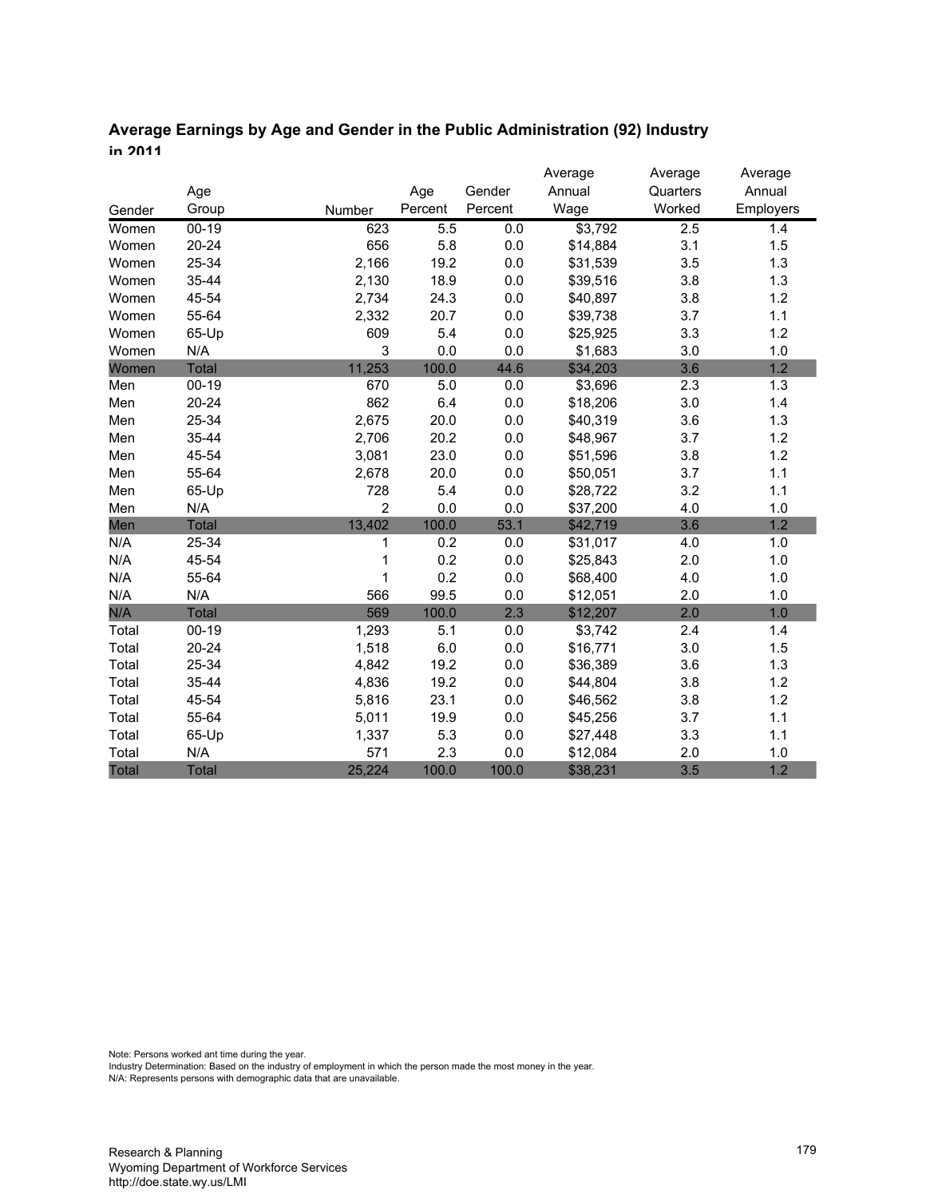**Average Earnings by Age and Gender in the Public Administration (92) Industry in 2011**

| Gender | Age Group | Number | Age Percent | Gender Percent | Average Annual Wage | Average Quarters Worked | Average Annual Employers |
|---|---|---|---|---|---|---|---|
| Women | 00-19 | 623 | 5.5 | 0.0 | $3,792 | 2.5 | 1.4 |
| Women | 20-24 | 656 | 5.8 | 0.0 | $14,884 | 3.1 | 1.5 |
| Women | 25-34 | 2,166 | 19.2 | 0.0 | $31,539 | 3.5 | 1.3 |
| Women | 35-44 | 2,130 | 18.9 | 0.0 | $39,516 | 3.8 | 1.3 |
| Women | 45-54 | 2,734 | 24.3 | 0.0 | $40,897 | 3.8 | 1.2 |
| Women | 55-64 | 2,332 | 20.7 | 0.0 | $39,738 | 3.7 | 1.1 |
| Women | 65-Up | 609 | 5.4 | 0.0 | $25,925 | 3.3 | 1.2 |
| Women | N/A | 3 | 0.0 | 0.0 | $1,683 | 3.0 | 1.0 |
| Women | Total | 11,253 | 100.0 | 44.6 | $34,203 | 3.6 | 1.2 |
| Men | 00-19 | 670 | 5.0 | 0.0 | $3,696 | 2.3 | 1.3 |
| Men | 20-24 | 862 | 6.4 | 0.0 | $18,206 | 3.0 | 1.4 |
| Men | 25-34 | 2,675 | 20.0 | 0.0 | $40,319 | 3.6 | 1.3 |
| Men | 35-44 | 2,706 | 20.2 | 0.0 | $48,967 | 3.7 | 1.2 |
| Men | 45-54 | 3,081 | 23.0 | 0.0 | $51,596 | 3.8 | 1.2 |
| Men | 55-64 | 2,678 | 20.0 | 0.0 | $50,051 | 3.7 | 1.1 |
| Men | 65-Up | 728 | 5.4 | 0.0 | $28,722 | 3.2 | 1.1 |
| Men | N/A | 2 | 0.0 | 0.0 | $37,200 | 4.0 | 1.0 |
| Men | Total | 13,402 | 100.0 | 53.1 | $42,719 | 3.6 | 1.2 |
| N/A | 25-34 | 1 | 0.2 | 0.0 | $31,017 | 4.0 | 1.0 |
| N/A | 45-54 | 1 | 0.2 | 0.0 | $25,843 | 2.0 | 1.0 |
| N/A | 55-64 | 1 | 0.2 | 0.0 | $68,400 | 4.0 | 1.0 |
| N/A | N/A | 566 | 99.5 | 0.0 | $12,051 | 2.0 | 1.0 |
| N/A | Total | 569 | 100.0 | 2.3 | $12,207 | 2.0 | 1.0 |
| Total | 00-19 | 1,293 | 5.1 | 0.0 | $3,742 | 2.4 | 1.4 |
| Total | 20-24 | 1,518 | 6.0 | 0.0 | $16,771 | 3.0 | 1.5 |
| Total | 25-34 | 4,842 | 19.2 | 0.0 | $36,389 | 3.6 | 1.3 |
| Total | 35-44 | 4,836 | 19.2 | 0.0 | $44,804 | 3.8 | 1.2 |
| Total | 45-54 | 5,816 | 23.1 | 0.0 | $46,562 | 3.8 | 1.2 |
| Total | 55-64 | 5,011 | 19.9 | 0.0 | $45,256 | 3.7 | 1.1 |
| Total | 65-Up | 1,337 | 5.3 | 0.0 | $27,448 | 3.3 | 1.1 |
| Total | N/A | 571 | 2.3 | 0.0 | $12,084 | 2.0 | 1.0 |
| Total | Total | 25,224 | 100.0 | 100.0 | $38,231 | 3.5 | 1.2 |

Note: Persons worked ant time during the year.
Industry Determination: Based on the industry of employment in which the person made the most money in the year.
N/A: Represents persons with demographic data that are unavailable.

Research & Planning
Wyoming Department of Workforce Services
http://doe.state.wy.us/LMI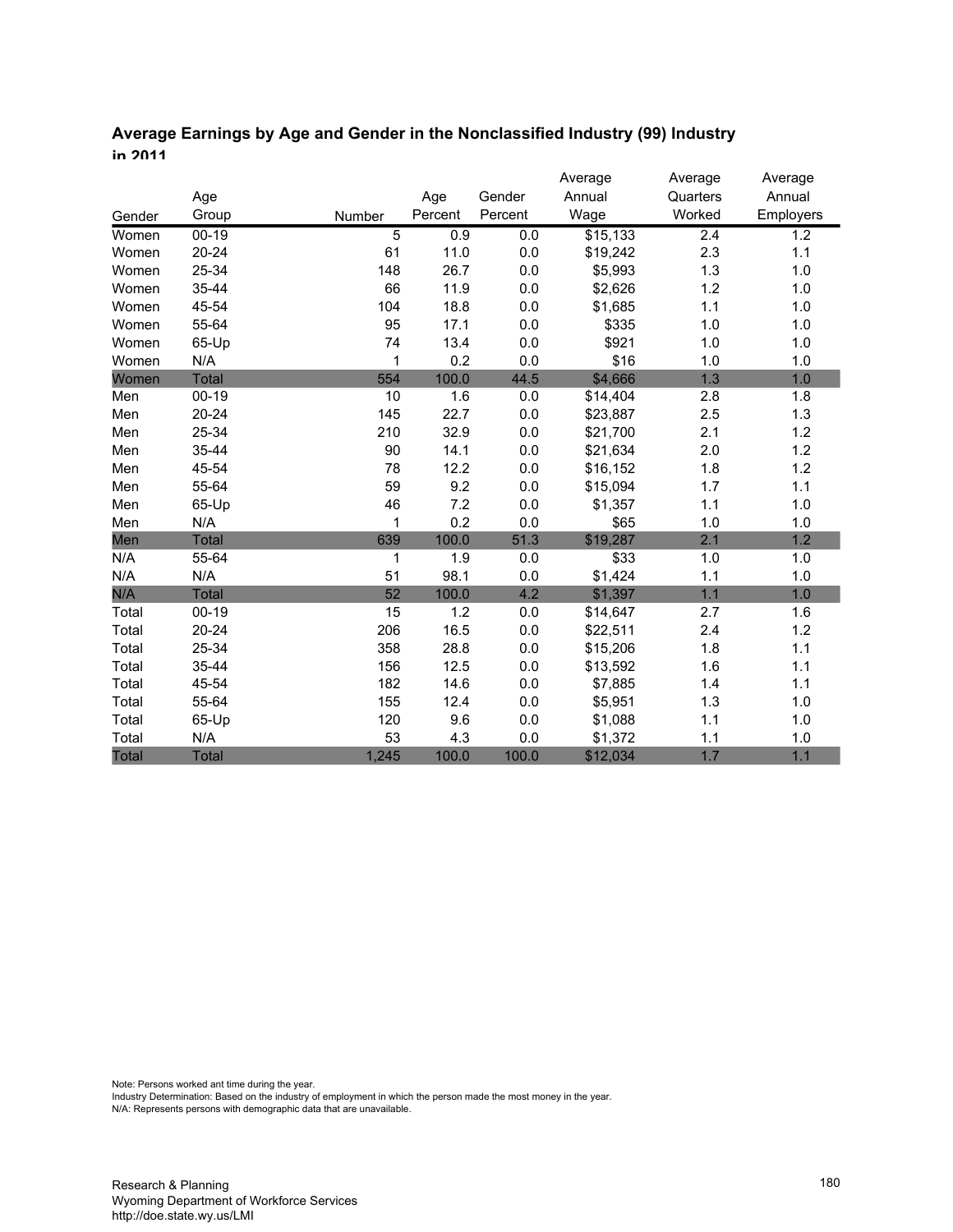### Average Earnings by Age and Gender in the Nonclassified Industry (99) Industry in 2011

| Gender | Age Group | Number | Age Percent | Gender Percent | Average Annual Wage | Average Quarters Worked | Average Annual Employers |
|---|---|---|---|---|---|---|---|
| Women | 00-19 | 5 | 0.9 | 0.0 | $15,133 | 2.4 | 1.2 |
| Women | 20-24 | 61 | 11.0 | 0.0 | $19,242 | 2.3 | 1.1 |
| Women | 25-34 | 148 | 26.7 | 0.0 | $5,993 | 1.3 | 1.0 |
| Women | 35-44 | 66 | 11.9 | 0.0 | $2,626 | 1.2 | 1.0 |
| Women | 45-54 | 104 | 18.8 | 0.0 | $1,685 | 1.1 | 1.0 |
| Women | 55-64 | 95 | 17.1 | 0.0 | $335 | 1.0 | 1.0 |
| Women | 65-Up | 74 | 13.4 | 0.0 | $921 | 1.0 | 1.0 |
| Women | N/A | 1 | 0.2 | 0.0 | $16 | 1.0 | 1.0 |
| Women | Total | 554 | 100.0 | 44.5 | $4,666 | 1.3 | 1.0 |
| Men | 00-19 | 10 | 1.6 | 0.0 | $14,404 | 2.8 | 1.8 |
| Men | 20-24 | 145 | 22.7 | 0.0 | $23,887 | 2.5 | 1.3 |
| Men | 25-34 | 210 | 32.9 | 0.0 | $21,700 | 2.1 | 1.2 |
| Men | 35-44 | 90 | 14.1 | 0.0 | $21,634 | 2.0 | 1.2 |
| Men | 45-54 | 78 | 12.2 | 0.0 | $16,152 | 1.8 | 1.2 |
| Men | 55-64 | 59 | 9.2 | 0.0 | $15,094 | 1.7 | 1.1 |
| Men | 65-Up | 46 | 7.2 | 0.0 | $1,357 | 1.1 | 1.0 |
| Men | N/A | 1 | 0.2 | 0.0 | $65 | 1.0 | 1.0 |
| Men | Total | 639 | 100.0 | 51.3 | $19,287 | 2.1 | 1.2 |
| N/A | 55-64 | 1 | 1.9 | 0.0 | $33 | 1.0 | 1.0 |
| N/A | N/A | 51 | 98.1 | 0.0 | $1,424 | 1.1 | 1.0 |
| N/A | Total | 52 | 100.0 | 4.2 | $1,397 | 1.1 | 1.0 |
| Total | 00-19 | 15 | 1.2 | 0.0 | $14,647 | 2.7 | 1.6 |
| Total | 20-24 | 206 | 16.5 | 0.0 | $22,511 | 2.4 | 1.2 |
| Total | 25-34 | 358 | 28.8 | 0.0 | $15,206 | 1.8 | 1.1 |
| Total | 35-44 | 156 | 12.5 | 0.0 | $13,592 | 1.6 | 1.1 |
| Total | 45-54 | 182 | 14.6 | 0.0 | $7,885 | 1.4 | 1.1 |
| Total | 55-64 | 155 | 12.4 | 0.0 | $5,951 | 1.3 | 1.0 |
| Total | 65-Up | 120 | 9.6 | 0.0 | $1,088 | 1.1 | 1.0 |
| Total | N/A | 53 | 4.3 | 0.0 | $1,372 | 1.1 | 1.0 |
| Total | Total | 1,245 | 100.0 | 100.0 | $12,034 | 1.7 | 1.1 |

Note: Persons worked ant time during the year.
Industry Determination: Based on the industry of employment in which the person made the most money in the year.
N/A: Represents persons with demographic data that are unavailable.

Research & Planning
Wyoming Department of Workforce Services
http://doe.state.wy.us/LMI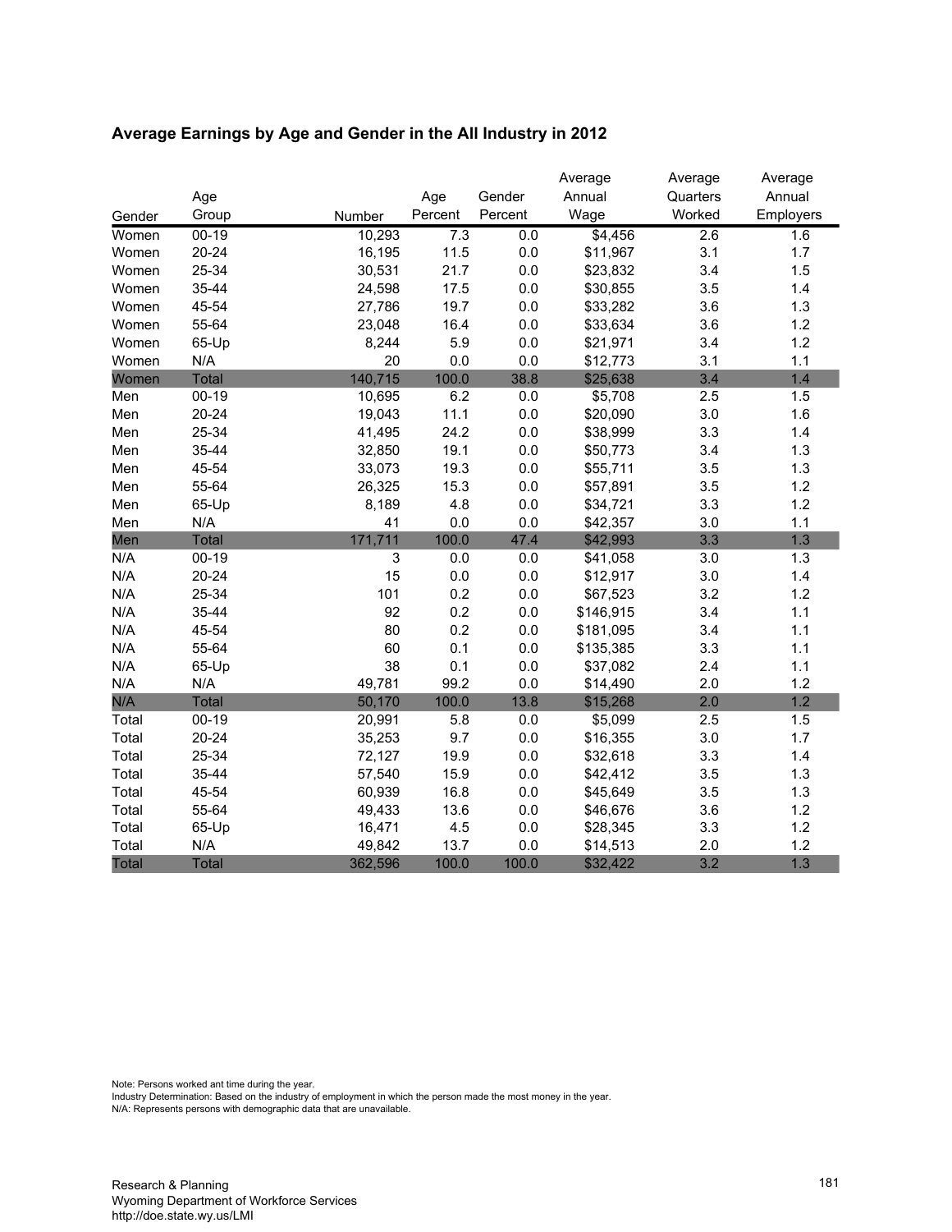## Average Earnings by Age and Gender in the All Industry in 2012

| Gender | Age Group | Number | Age Percent | Gender Percent | Average Annual Wage | Average Quarters Worked | Average Annual Employers |
|---|---|---|---|---|---|---|---|
| Women | 00-19 | 10,293 | 7.3 | 0.0 | $4,456 | 2.6 | 1.6 |
| Women | 20-24 | 16,195 | 11.5 | 0.0 | $11,967 | 3.1 | 1.7 |
| Women | 25-34 | 30,531 | 21.7 | 0.0 | $23,832 | 3.4 | 1.5 |
| Women | 35-44 | 24,598 | 17.5 | 0.0 | $30,855 | 3.5 | 1.4 |
| Women | 45-54 | 27,786 | 19.7 | 0.0 | $33,282 | 3.6 | 1.3 |
| Women | 55-64 | 23,048 | 16.4 | 0.0 | $33,634 | 3.6 | 1.2 |
| Women | 65-Up | 8,244 | 5.9 | 0.0 | $21,971 | 3.4 | 1.2 |
| Women | N/A | 20 | 0.0 | 0.0 | $12,773 | 3.1 | 1.1 |
| Women | Total | 140,715 | 100.0 | 38.8 | $25,638 | 3.4 | 1.4 |
| Men | 00-19 | 10,695 | 6.2 | 0.0 | $5,708 | 2.5 | 1.5 |
| Men | 20-24 | 19,043 | 11.1 | 0.0 | $20,090 | 3.0 | 1.6 |
| Men | 25-34 | 41,495 | 24.2 | 0.0 | $38,999 | 3.3 | 1.4 |
| Men | 35-44 | 32,850 | 19.1 | 0.0 | $50,773 | 3.4 | 1.3 |
| Men | 45-54 | 33,073 | 19.3 | 0.0 | $55,711 | 3.5 | 1.3 |
| Men | 55-64 | 26,325 | 15.3 | 0.0 | $57,891 | 3.5 | 1.2 |
| Men | 65-Up | 8,189 | 4.8 | 0.0 | $34,721 | 3.3 | 1.2 |
| Men | N/A | 41 | 0.0 | 0.0 | $42,357 | 3.0 | 1.1 |
| Men | Total | 171,711 | 100.0 | 47.4 | $42,993 | 3.3 | 1.3 |
| N/A | 00-19 | 3 | 0.0 | 0.0 | $41,058 | 3.0 | 1.3 |
| N/A | 20-24 | 15 | 0.0 | 0.0 | $12,917 | 3.0 | 1.4 |
| N/A | 25-34 | 101 | 0.2 | 0.0 | $67,523 | 3.2 | 1.2 |
| N/A | 35-44 | 92 | 0.2 | 0.0 | $146,915 | 3.4 | 1.1 |
| N/A | 45-54 | 80 | 0.2 | 0.0 | $181,095 | 3.4 | 1.1 |
| N/A | 55-64 | 60 | 0.1 | 0.0 | $135,385 | 3.3 | 1.1 |
| N/A | 65-Up | 38 | 0.1 | 0.0 | $37,082 | 2.4 | 1.1 |
| N/A | N/A | 49,781 | 99.2 | 0.0 | $14,490 | 2.0 | 1.2 |
| N/A | Total | 50,170 | 100.0 | 13.8 | $15,268 | 2.0 | 1.2 |
| Total | 00-19 | 20,991 | 5.8 | 0.0 | $5,099 | 2.5 | 1.5 |
| Total | 20-24 | 35,253 | 9.7 | 0.0 | $16,355 | 3.0 | 1.7 |
| Total | 25-34 | 72,127 | 19.9 | 0.0 | $32,618 | 3.3 | 1.4 |
| Total | 35-44 | 57,540 | 15.9 | 0.0 | $42,412 | 3.5 | 1.3 |
| Total | 45-54 | 60,939 | 16.8 | 0.0 | $45,649 | 3.5 | 1.3 |
| Total | 55-64 | 49,433 | 13.6 | 0.0 | $46,676 | 3.6 | 1.2 |
| Total | 65-Up | 16,471 | 4.5 | 0.0 | $28,345 | 3.3 | 1.2 |
| Total | N/A | 49,842 | 13.7 | 0.0 | $14,513 | 2.0 | 1.2 |
| Total | Total | 362,596 | 100.0 | 100.0 | $32,422 | 3.2 | 1.3 |

Note: Persons worked ant time during the year.
Industry Determination: Based on the industry of employment in which the person made the most money in the year.
N/A: Represents persons with demographic data that are unavailable.

Research & Planning
Wyoming Department of Workforce Services
http://doe.state.wy.us/LMI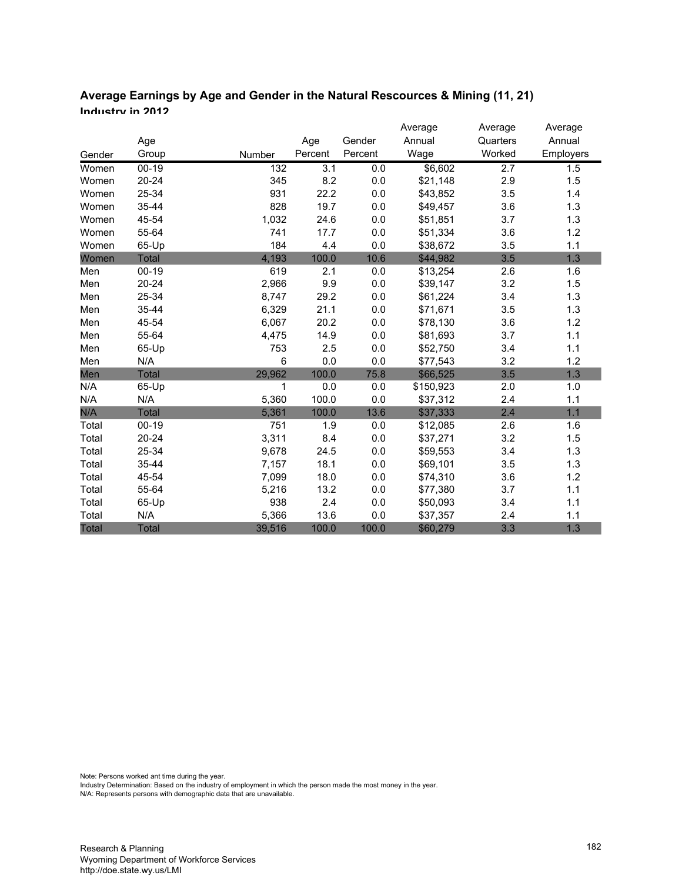## Average Earnings by Age and Gender in the Natural Rescources & Mining (11, 21) Industry in 2012

| Gender | Age Group | Number | Age Percent | Gender Percent | Average Annual Wage | Average Quarters Worked | Average Annual Employers |
|---|---|---|---|---|---|---|---|
| Women | 00-19 | 132 | 3.1 | 0.0 | $6,602 | 2.7 | 1.5 |
| Women | 20-24 | 345 | 8.2 | 0.0 | $21,148 | 2.9 | 1.5 |
| Women | 25-34 | 931 | 22.2 | 0.0 | $43,852 | 3.5 | 1.4 |
| Women | 35-44 | 828 | 19.7 | 0.0 | $49,457 | 3.6 | 1.3 |
| Women | 45-54 | 1,032 | 24.6 | 0.0 | $51,851 | 3.7 | 1.3 |
| Women | 55-64 | 741 | 17.7 | 0.0 | $51,334 | 3.6 | 1.2 |
| Women | 65-Up | 184 | 4.4 | 0.0 | $38,672 | 3.5 | 1.1 |
| Women | Total | 4,193 | 100.0 | 10.6 | $44,982 | 3.5 | 1.3 |
| Men | 00-19 | 619 | 2.1 | 0.0 | $13,254 | 2.6 | 1.6 |
| Men | 20-24 | 2,966 | 9.9 | 0.0 | $39,147 | 3.2 | 1.5 |
| Men | 25-34 | 8,747 | 29.2 | 0.0 | $61,224 | 3.4 | 1.3 |
| Men | 35-44 | 6,329 | 21.1 | 0.0 | $71,671 | 3.5 | 1.3 |
| Men | 45-54 | 6,067 | 20.2 | 0.0 | $78,130 | 3.6 | 1.2 |
| Men | 55-64 | 4,475 | 14.9 | 0.0 | $81,693 | 3.7 | 1.1 |
| Men | 65-Up | 753 | 2.5 | 0.0 | $52,750 | 3.4 | 1.1 |
| Men | N/A | 6 | 0.0 | 0.0 | $77,543 | 3.2 | 1.2 |
| Men | Total | 29,962 | 100.0 | 75.8 | $66,525 | 3.5 | 1.3 |
| N/A | 65-Up | 1 | 0.0 | 0.0 | $150,923 | 2.0 | 1.0 |
| N/A | N/A | 5,360 | 100.0 | 0.0 | $37,312 | 2.4 | 1.1 |
| N/A | Total | 5,361 | 100.0 | 13.6 | $37,333 | 2.4 | 1.1 |
| Total | 00-19 | 751 | 1.9 | 0.0 | $12,085 | 2.6 | 1.6 |
| Total | 20-24 | 3,311 | 8.4 | 0.0 | $37,271 | 3.2 | 1.5 |
| Total | 25-34 | 9,678 | 24.5 | 0.0 | $59,553 | 3.4 | 1.3 |
| Total | 35-44 | 7,157 | 18.1 | 0.0 | $69,101 | 3.5 | 1.3 |
| Total | 45-54 | 7,099 | 18.0 | 0.0 | $74,310 | 3.6 | 1.2 |
| Total | 55-64 | 5,216 | 13.2 | 0.0 | $77,380 | 3.7 | 1.1 |
| Total | 65-Up | 938 | 2.4 | 0.0 | $50,093 | 3.4 | 1.1 |
| Total | N/A | 5,366 | 13.6 | 0.0 | $37,357 | 2.4 | 1.1 |
| Total | Total | 39,516 | 100.0 | 100.0 | $60,279 | 3.3 | 1.3 |

Note: Persons worked ant time during the year.
Industry Determination: Based on the industry of employment in which the person made the most money in the year.
N/A: Represents persons with demographic data that are unavailable.

Research & Planning
Wyoming Department of Workforce Services
http://doe.state.wy.us/LMI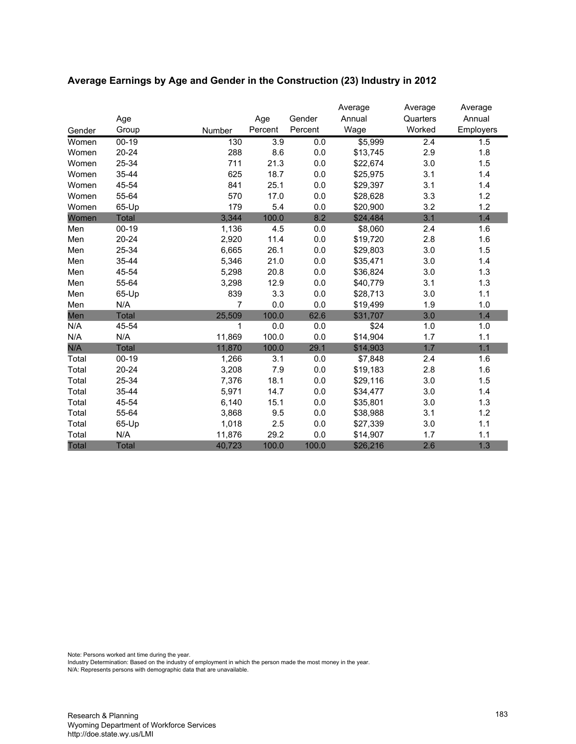### Average Earnings by Age and Gender in the Construction (23) Industry in 2012

| Gender | Age Group | Number | Age Percent | Gender Percent | Average Annual Wage | Average Quarters Worked | Average Annual Employers |
|---|---|---|---|---|---|---|---|
| Women | 00-19 | 130 | 3.9 | 0.0 | $5,999 | 2.4 | 1.5 |
| Women | 20-24 | 288 | 8.6 | 0.0 | $13,745 | 2.9 | 1.8 |
| Women | 25-34 | 711 | 21.3 | 0.0 | $22,674 | 3.0 | 1.5 |
| Women | 35-44 | 625 | 18.7 | 0.0 | $25,975 | 3.1 | 1.4 |
| Women | 45-54 | 841 | 25.1 | 0.0 | $29,397 | 3.1 | 1.4 |
| Women | 55-64 | 570 | 17.0 | 0.0 | $28,628 | 3.3 | 1.2 |
| Women | 65-Up | 179 | 5.4 | 0.0 | $20,900 | 3.2 | 1.2 |
| Women | Total | 3,344 | 100.0 | 8.2 | $24,484 | 3.1 | 1.4 |
| Men | 00-19 | 1,136 | 4.5 | 0.0 | $8,060 | 2.4 | 1.6 |
| Men | 20-24 | 2,920 | 11.4 | 0.0 | $19,720 | 2.8 | 1.6 |
| Men | 25-34 | 6,665 | 26.1 | 0.0 | $29,803 | 3.0 | 1.5 |
| Men | 35-44 | 5,346 | 21.0 | 0.0 | $35,471 | 3.0 | 1.4 |
| Men | 45-54 | 5,298 | 20.8 | 0.0 | $36,824 | 3.0 | 1.3 |
| Men | 55-64 | 3,298 | 12.9 | 0.0 | $40,779 | 3.1 | 1.3 |
| Men | 65-Up | 839 | 3.3 | 0.0 | $28,713 | 3.0 | 1.1 |
| Men | N/A | 7 | 0.0 | 0.0 | $19,499 | 1.9 | 1.0 |
| Men | Total | 25,509 | 100.0 | 62.6 | $31,707 | 3.0 | 1.4 |
| N/A | 45-54 | 1 | 0.0 | 0.0 | $24 | 1.0 | 1.0 |
| N/A | N/A | 11,869 | 100.0 | 0.0 | $14,904 | 1.7 | 1.1 |
| N/A | Total | 11,870 | 100.0 | 29.1 | $14,903 | 1.7 | 1.1 |
| Total | 00-19 | 1,266 | 3.1 | 0.0 | $7,848 | 2.4 | 1.6 |
| Total | 20-24 | 3,208 | 7.9 | 0.0 | $19,183 | 2.8 | 1.6 |
| Total | 25-34 | 7,376 | 18.1 | 0.0 | $29,116 | 3.0 | 1.5 |
| Total | 35-44 | 5,971 | 14.7 | 0.0 | $34,477 | 3.0 | 1.4 |
| Total | 45-54 | 6,140 | 15.1 | 0.0 | $35,801 | 3.0 | 1.3 |
| Total | 55-64 | 3,868 | 9.5 | 0.0 | $38,988 | 3.1 | 1.2 |
| Total | 65-Up | 1,018 | 2.5 | 0.0 | $27,339 | 3.0 | 1.1 |
| Total | N/A | 11,876 | 29.2 | 0.0 | $14,907 | 1.7 | 1.1 |
| Total | Total | 40,723 | 100.0 | 100.0 | $26,216 | 2.6 | 1.3 |

Note: Persons worked ant time during the year.
Industry Determination: Based on the industry of employment in which the person made the most money in the year.
N/A: Represents persons with demographic data that are unavailable.

Research & Planning
Wyoming Department of Workforce Services
http://doe.state.wy.us/LMI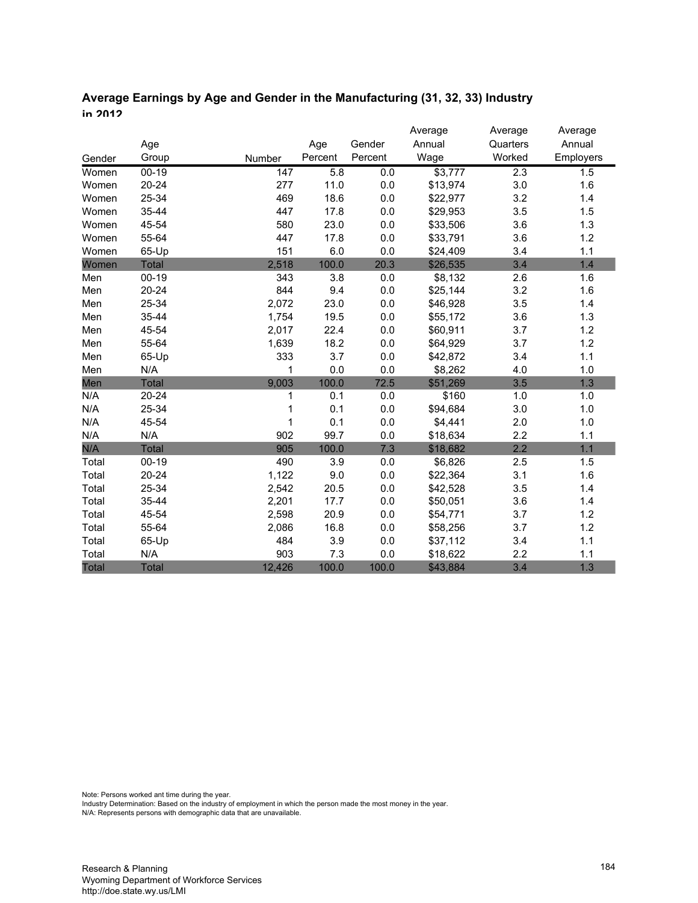## Average Earnings by Age and Gender in the Manufacturing (31, 32, 33) Industry in 2012

| Gender | Age Group | Number | Age Percent | Gender Percent | Average Annual Wage | Average Quarters Worked | Average Annual Employers |
|---|---|---|---|---|---|---|---|
| Women | 00-19 | 147 | 5.8 | 0.0 | $3,777 | 2.3 | 1.5 |
| Women | 20-24 | 277 | 11.0 | 0.0 | $13,974 | 3.0 | 1.6 |
| Women | 25-34 | 469 | 18.6 | 0.0 | $22,977 | 3.2 | 1.4 |
| Women | 35-44 | 447 | 17.8 | 0.0 | $29,953 | 3.5 | 1.5 |
| Women | 45-54 | 580 | 23.0 | 0.0 | $33,506 | 3.6 | 1.3 |
| Women | 55-64 | 447 | 17.8 | 0.0 | $33,791 | 3.6 | 1.2 |
| Women | 65-Up | 151 | 6.0 | 0.0 | $24,409 | 3.4 | 1.1 |
| Women | Total | 2,518 | 100.0 | 20.3 | $26,535 | 3.4 | 1.4 |
| Men | 00-19 | 343 | 3.8 | 0.0 | $8,132 | 2.6 | 1.6 |
| Men | 20-24 | 844 | 9.4 | 0.0 | $25,144 | 3.2 | 1.6 |
| Men | 25-34 | 2,072 | 23.0 | 0.0 | $46,928 | 3.5 | 1.4 |
| Men | 35-44 | 1,754 | 19.5 | 0.0 | $55,172 | 3.6 | 1.3 |
| Men | 45-54 | 2,017 | 22.4 | 0.0 | $60,911 | 3.7 | 1.2 |
| Men | 55-64 | 1,639 | 18.2 | 0.0 | $64,929 | 3.7 | 1.2 |
| Men | 65-Up | 333 | 3.7 | 0.0 | $42,872 | 3.4 | 1.1 |
| Men | N/A | 1 | 0.0 | 0.0 | $8,262 | 4.0 | 1.0 |
| Men | Total | 9,003 | 100.0 | 72.5 | $51,269 | 3.5 | 1.3 |
| N/A | 20-24 | 1 | 0.1 | 0.0 | $160 | 1.0 | 1.0 |
| N/A | 25-34 | 1 | 0.1 | 0.0 | $94,684 | 3.0 | 1.0 |
| N/A | 45-54 | 1 | 0.1 | 0.0 | $4,441 | 2.0 | 1.0 |
| N/A | N/A | 902 | 99.7 | 0.0 | $18,634 | 2.2 | 1.1 |
| N/A | Total | 905 | 100.0 | 7.3 | $18,682 | 2.2 | 1.1 |
| Total | 00-19 | 490 | 3.9 | 0.0 | $6,826 | 2.5 | 1.5 |
| Total | 20-24 | 1,122 | 9.0 | 0.0 | $22,364 | 3.1 | 1.6 |
| Total | 25-34 | 2,542 | 20.5 | 0.0 | $42,528 | 3.5 | 1.4 |
| Total | 35-44 | 2,201 | 17.7 | 0.0 | $50,051 | 3.6 | 1.4 |
| Total | 45-54 | 2,598 | 20.9 | 0.0 | $54,771 | 3.7 | 1.2 |
| Total | 55-64 | 2,086 | 16.8 | 0.0 | $58,256 | 3.7 | 1.2 |
| Total | 65-Up | 484 | 3.9 | 0.0 | $37,112 | 3.4 | 1.1 |
| Total | N/A | 903 | 7.3 | 0.0 | $18,622 | 2.2 | 1.1 |
| Total | Total | 12,426 | 100.0 | 100.0 | $43,884 | 3.4 | 1.3 |

Note: Persons worked ant time during the year.
Industry Determination: Based on the industry of employment in which the person made the most money in the year.
N/A: Represents persons with demographic data that are unavailable.

Research & Planning
Wyoming Department of Workforce Services
http://doe.state.wy.us/LMI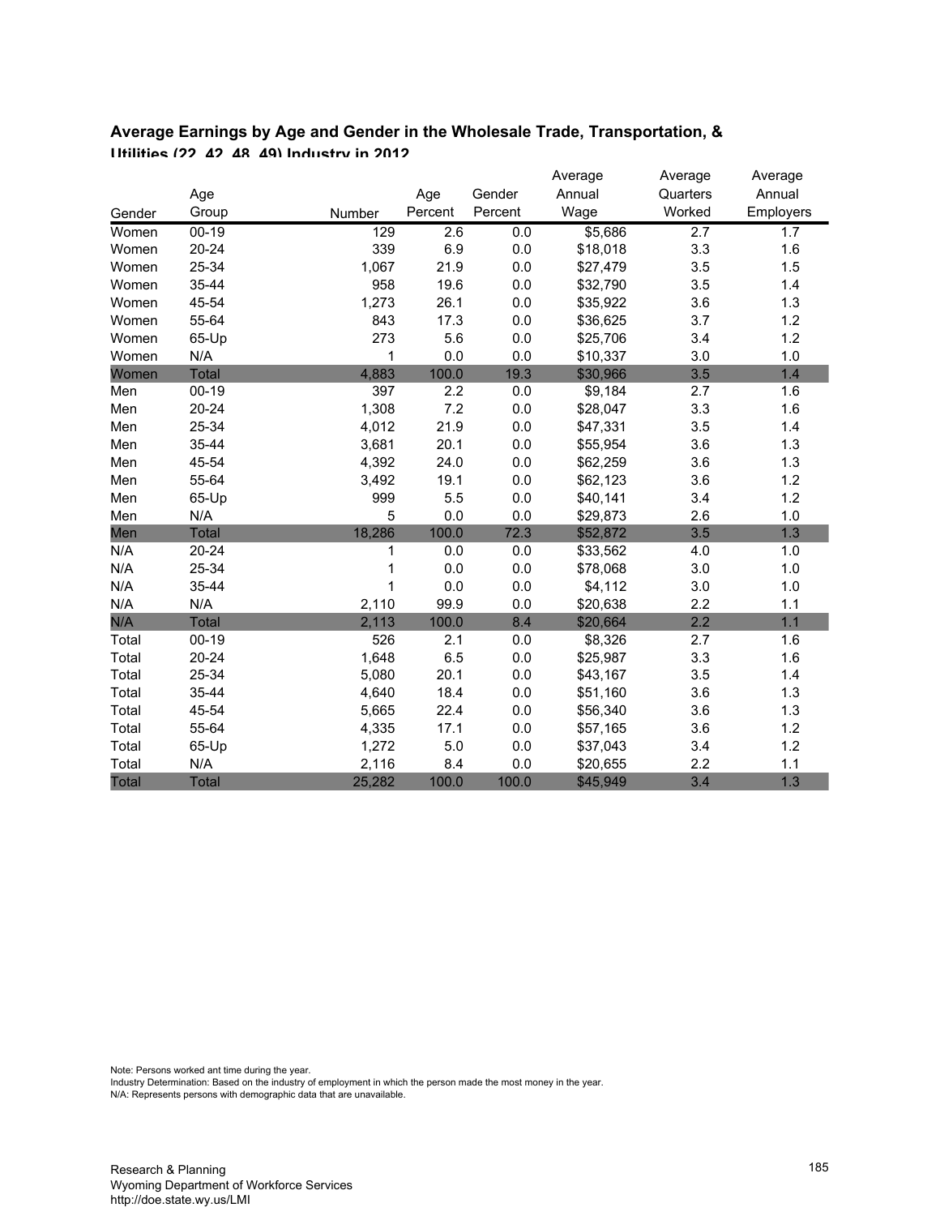### Average Earnings by Age and Gender in the Wholesale Trade, Transportation, & Utilities (22, 42, 48, 49) Industry in 2012

| Gender | Age Group | Number | Age Percent | Gender Percent | Average Annual Wage | Average Quarters Worked | Average Annual Employers |
|---|---|---|---|---|---|---|---|
| Women | 00-19 | 129 | 2.6 | 0.0 | $5,686 | 2.7 | 1.7 |
| Women | 20-24 | 339 | 6.9 | 0.0 | $18,018 | 3.3 | 1.6 |
| Women | 25-34 | 1,067 | 21.9 | 0.0 | $27,479 | 3.5 | 1.5 |
| Women | 35-44 | 958 | 19.6 | 0.0 | $32,790 | 3.5 | 1.4 |
| Women | 45-54 | 1,273 | 26.1 | 0.0 | $35,922 | 3.6 | 1.3 |
| Women | 55-64 | 843 | 17.3 | 0.0 | $36,625 | 3.7 | 1.2 |
| Women | 65-Up | 273 | 5.6 | 0.0 | $25,706 | 3.4 | 1.2 |
| Women | N/A | 1 | 0.0 | 0.0 | $10,337 | 3.0 | 1.0 |
| Women | Total | 4,883 | 100.0 | 19.3 | $30,966 | 3.5 | 1.4 |
| Men | 00-19 | 397 | 2.2 | 0.0 | $9,184 | 2.7 | 1.6 |
| Men | 20-24 | 1,308 | 7.2 | 0.0 | $28,047 | 3.3 | 1.6 |
| Men | 25-34 | 4,012 | 21.9 | 0.0 | $47,331 | 3.5 | 1.4 |
| Men | 35-44 | 3,681 | 20.1 | 0.0 | $55,954 | 3.6 | 1.3 |
| Men | 45-54 | 4,392 | 24.0 | 0.0 | $62,259 | 3.6 | 1.3 |
| Men | 55-64 | 3,492 | 19.1 | 0.0 | $62,123 | 3.6 | 1.2 |
| Men | 65-Up | 999 | 5.5 | 0.0 | $40,141 | 3.4 | 1.2 |
| Men | N/A | 5 | 0.0 | 0.0 | $29,873 | 2.6 | 1.0 |
| Men | Total | 18,286 | 100.0 | 72.3 | $52,872 | 3.5 | 1.3 |
| N/A | 20-24 | 1 | 0.0 | 0.0 | $33,562 | 4.0 | 1.0 |
| N/A | 25-34 | 1 | 0.0 | 0.0 | $78,068 | 3.0 | 1.0 |
| N/A | 35-44 | 1 | 0.0 | 0.0 | $4,112 | 3.0 | 1.0 |
| N/A | N/A | 2,110 | 99.9 | 0.0 | $20,638 | 2.2 | 1.1 |
| N/A | Total | 2,113 | 100.0 | 8.4 | $20,664 | 2.2 | 1.1 |
| Total | 00-19 | 526 | 2.1 | 0.0 | $8,326 | 2.7 | 1.6 |
| Total | 20-24 | 1,648 | 6.5 | 0.0 | $25,987 | 3.3 | 1.6 |
| Total | 25-34 | 5,080 | 20.1 | 0.0 | $43,167 | 3.5 | 1.4 |
| Total | 35-44 | 4,640 | 18.4 | 0.0 | $51,160 | 3.6 | 1.3 |
| Total | 45-54 | 5,665 | 22.4 | 0.0 | $56,340 | 3.6 | 1.3 |
| Total | 55-64 | 4,335 | 17.1 | 0.0 | $57,165 | 3.6 | 1.2 |
| Total | 65-Up | 1,272 | 5.0 | 0.0 | $37,043 | 3.4 | 1.2 |
| Total | N/A | 2,116 | 8.4 | 0.0 | $20,655 | 2.2 | 1.1 |
| Total | Total | 25,282 | 100.0 | 100.0 | $45,949 | 3.4 | 1.3 |

Note: Persons worked ant time during the year.
Industry Determination: Based on the industry of employment in which the person made the most money in the year.
N/A: Represents persons with demographic data that are unavailable.

Research & Planning
Wyoming Department of Workforce Services
http://doe.state.wy.us/LMI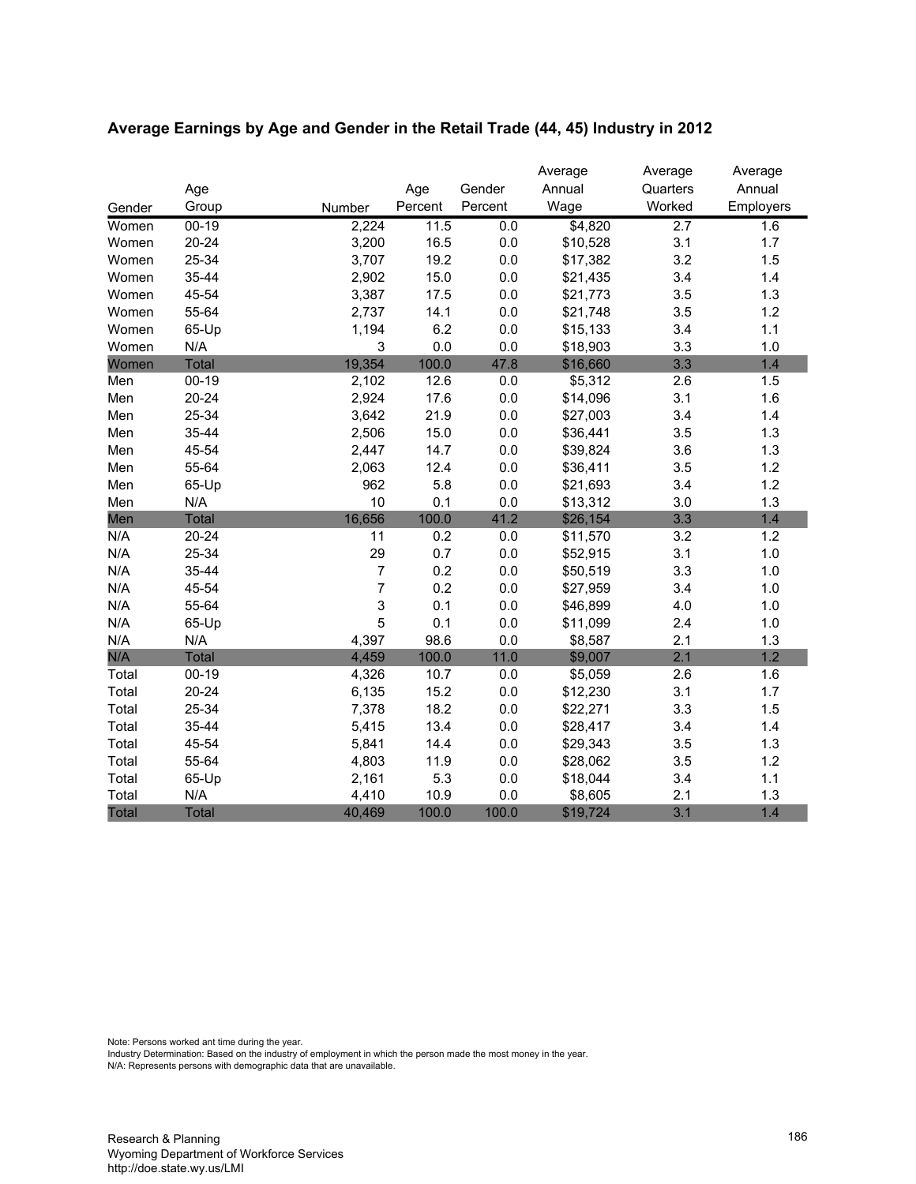## Average Earnings by Age and Gender in the Retail Trade (44, 45) Industry in 2012

| Gender | Age Group | Number | Age Percent | Gender Percent | Average Annual Wage | Average Quarters Worked | Average Annual Employers |
|---|---|---|---|---|---|---|---|
| Women | 00-19 | 2,224 | 11.5 | 0.0 | $4,820 | 2.7 | 1.6 |
| Women | 20-24 | 3,200 | 16.5 | 0.0 | $10,528 | 3.1 | 1.7 |
| Women | 25-34 | 3,707 | 19.2 | 0.0 | $17,382 | 3.2 | 1.5 |
| Women | 35-44 | 2,902 | 15.0 | 0.0 | $21,435 | 3.4 | 1.4 |
| Women | 45-54 | 3,387 | 17.5 | 0.0 | $21,773 | 3.5 | 1.3 |
| Women | 55-64 | 2,737 | 14.1 | 0.0 | $21,748 | 3.5 | 1.2 |
| Women | 65-Up | 1,194 | 6.2 | 0.0 | $15,133 | 3.4 | 1.1 |
| Women | N/A | 3 | 0.0 | 0.0 | $18,903 | 3.3 | 1.0 |
| Women | Total | 19,354 | 100.0 | 47.8 | $16,660 | 3.3 | 1.4 |
| Men | 00-19 | 2,102 | 12.6 | 0.0 | $5,312 | 2.6 | 1.5 |
| Men | 20-24 | 2,924 | 17.6 | 0.0 | $14,096 | 3.1 | 1.6 |
| Men | 25-34 | 3,642 | 21.9 | 0.0 | $27,003 | 3.4 | 1.4 |
| Men | 35-44 | 2,506 | 15.0 | 0.0 | $36,441 | 3.5 | 1.3 |
| Men | 45-54 | 2,447 | 14.7 | 0.0 | $39,824 | 3.6 | 1.3 |
| Men | 55-64 | 2,063 | 12.4 | 0.0 | $36,411 | 3.5 | 1.2 |
| Men | 65-Up | 962 | 5.8 | 0.0 | $21,693 | 3.4 | 1.2 |
| Men | N/A | 10 | 0.1 | 0.0 | $13,312 | 3.0 | 1.3 |
| Men | Total | 16,656 | 100.0 | 41.2 | $26,154 | 3.3 | 1.4 |
| N/A | 20-24 | 11 | 0.2 | 0.0 | $11,570 | 3.2 | 1.2 |
| N/A | 25-34 | 29 | 0.7 | 0.0 | $52,915 | 3.1 | 1.0 |
| N/A | 35-44 | 7 | 0.2 | 0.0 | $50,519 | 3.3 | 1.0 |
| N/A | 45-54 | 7 | 0.2 | 0.0 | $27,959 | 3.4 | 1.0 |
| N/A | 55-64 | 3 | 0.1 | 0.0 | $46,899 | 4.0 | 1.0 |
| N/A | 65-Up | 5 | 0.1 | 0.0 | $11,099 | 2.4 | 1.0 |
| N/A | N/A | 4,397 | 98.6 | 0.0 | $8,587 | 2.1 | 1.3 |
| N/A | Total | 4,459 | 100.0 | 11.0 | $9,007 | 2.1 | 1.2 |
| Total | 00-19 | 4,326 | 10.7 | 0.0 | $5,059 | 2.6 | 1.6 |
| Total | 20-24 | 6,135 | 15.2 | 0.0 | $12,230 | 3.1 | 1.7 |
| Total | 25-34 | 7,378 | 18.2 | 0.0 | $22,271 | 3.3 | 1.5 |
| Total | 35-44 | 5,415 | 13.4 | 0.0 | $28,417 | 3.4 | 1.4 |
| Total | 45-54 | 5,841 | 14.4 | 0.0 | $29,343 | 3.5 | 1.3 |
| Total | 55-64 | 4,803 | 11.9 | 0.0 | $28,062 | 3.5 | 1.2 |
| Total | 65-Up | 2,161 | 5.3 | 0.0 | $18,044 | 3.4 | 1.1 |
| Total | N/A | 4,410 | 10.9 | 0.0 | $8,605 | 2.1 | 1.3 |
| Total | Total | 40,469 | 100.0 | 100.0 | $19,724 | 3.1 | 1.4 |

Note: Persons worked ant time during the year.
Industry Determination: Based on the industry of employment in which the person made the most money in the year.
N/A: Represents persons with demographic data that are unavailable.

Research & Planning
Wyoming Department of Workforce Services
http://doe.state.wy.us/LMI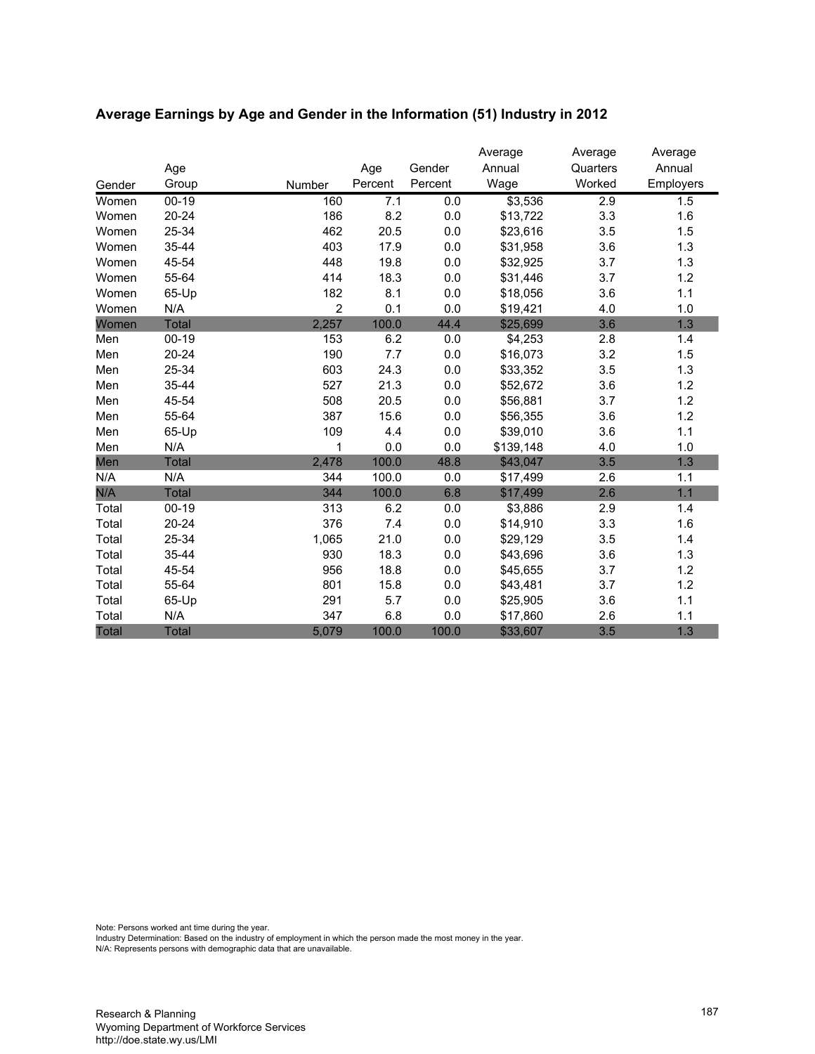## Average Earnings by Age and Gender in the Information (51) Industry in 2012

| Gender | Age Group | Number | Age Percent | Gender Percent | Average Annual Wage | Average Quarters Worked | Average Annual Employers |
|---|---|---|---|---|---|---|---|
| Women | 00-19 | 160 | 7.1 | 0.0 | $3,536 | 2.9 | 1.5 |
| Women | 20-24 | 186 | 8.2 | 0.0 | $13,722 | 3.3 | 1.6 |
| Women | 25-34 | 462 | 20.5 | 0.0 | $23,616 | 3.5 | 1.5 |
| Women | 35-44 | 403 | 17.9 | 0.0 | $31,958 | 3.6 | 1.3 |
| Women | 45-54 | 448 | 19.8 | 0.0 | $32,925 | 3.7 | 1.3 |
| Women | 55-64 | 414 | 18.3 | 0.0 | $31,446 | 3.7 | 1.2 |
| Women | 65-Up | 182 | 8.1 | 0.0 | $18,056 | 3.6 | 1.1 |
| Women | N/A | 2 | 0.1 | 0.0 | $19,421 | 4.0 | 1.0 |
| Women | Total | 2,257 | 100.0 | 44.4 | $25,699 | 3.6 | 1.3 |
| Men | 00-19 | 153 | 6.2 | 0.0 | $4,253 | 2.8 | 1.4 |
| Men | 20-24 | 190 | 7.7 | 0.0 | $16,073 | 3.2 | 1.5 |
| Men | 25-34 | 603 | 24.3 | 0.0 | $33,352 | 3.5 | 1.3 |
| Men | 35-44 | 527 | 21.3 | 0.0 | $52,672 | 3.6 | 1.2 |
| Men | 45-54 | 508 | 20.5 | 0.0 | $56,881 | 3.7 | 1.2 |
| Men | 55-64 | 387 | 15.6 | 0.0 | $56,355 | 3.6 | 1.2 |
| Men | 65-Up | 109 | 4.4 | 0.0 | $39,010 | 3.6 | 1.1 |
| Men | N/A | 1 | 0.0 | 0.0 | $139,148 | 4.0 | 1.0 |
| Men | Total | 2,478 | 100.0 | 48.8 | $43,047 | 3.5 | 1.3 |
| N/A | N/A | 344 | 100.0 | 0.0 | $17,499 | 2.6 | 1.1 |
| N/A | Total | 344 | 100.0 | 6.8 | $17,499 | 2.6 | 1.1 |
| Total | 00-19 | 313 | 6.2 | 0.0 | $3,886 | 2.9 | 1.4 |
| Total | 20-24 | 376 | 7.4 | 0.0 | $14,910 | 3.3 | 1.6 |
| Total | 25-34 | 1,065 | 21.0 | 0.0 | $29,129 | 3.5 | 1.4 |
| Total | 35-44 | 930 | 18.3 | 0.0 | $43,696 | 3.6 | 1.3 |
| Total | 45-54 | 956 | 18.8 | 0.0 | $45,655 | 3.7 | 1.2 |
| Total | 55-64 | 801 | 15.8 | 0.0 | $43,481 | 3.7 | 1.2 |
| Total | 65-Up | 291 | 5.7 | 0.0 | $25,905 | 3.6 | 1.1 |
| Total | N/A | 347 | 6.8 | 0.0 | $17,860 | 2.6 | 1.1 |
| Total | Total | 5,079 | 100.0 | 100.0 | $33,607 | 3.5 | 1.3 |

Note: Persons worked ant time during the year.
Industry Determination: Based on the industry of employment in which the person made the most money in the year.
N/A: Represents persons with demographic data that are unavailable.

Research & Planning
Wyoming Department of Workforce Services
http://doe.state.wy.us/LMI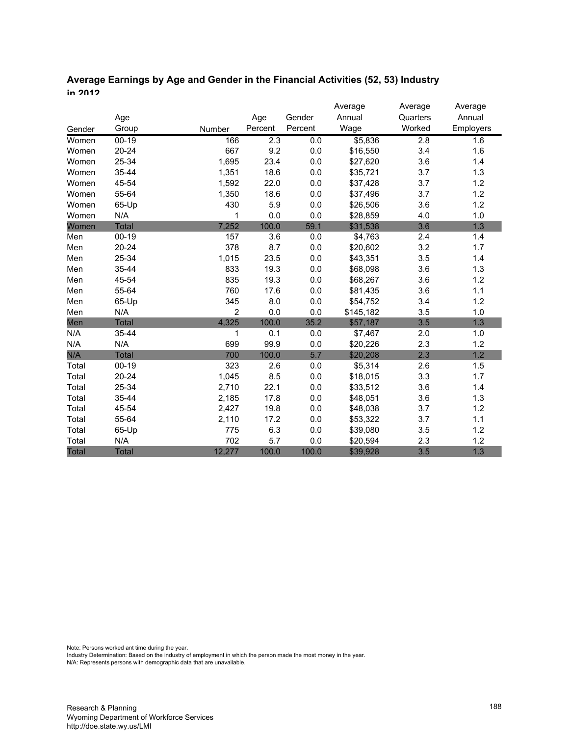## Average Earnings by Age and Gender in the Financial Activities (52, 53) Industry in 2012

| Gender | Age Group | Number | Age Percent | Gender Percent | Average Annual Wage | Average Quarters Worked | Average Annual Employers |
|---|---|---|---|---|---|---|---|
| Women | 00-19 | 166 | 2.3 | 0.0 | $5,836 | 2.8 | 1.6 |
| Women | 20-24 | 667 | 9.2 | 0.0 | $16,550 | 3.4 | 1.6 |
| Women | 25-34 | 1,695 | 23.4 | 0.0 | $27,620 | 3.6 | 1.4 |
| Women | 35-44 | 1,351 | 18.6 | 0.0 | $35,721 | 3.7 | 1.3 |
| Women | 45-54 | 1,592 | 22.0 | 0.0 | $37,428 | 3.7 | 1.2 |
| Women | 55-64 | 1,350 | 18.6 | 0.0 | $37,496 | 3.7 | 1.2 |
| Women | 65-Up | 430 | 5.9 | 0.0 | $26,506 | 3.6 | 1.2 |
| Women | N/A | 1 | 0.0 | 0.0 | $28,859 | 4.0 | 1.0 |
| Women | Total | 7,252 | 100.0 | 59.1 | $31,538 | 3.6 | 1.3 |
| Men | 00-19 | 157 | 3.6 | 0.0 | $4,763 | 2.4 | 1.4 |
| Men | 20-24 | 378 | 8.7 | 0.0 | $20,602 | 3.2 | 1.7 |
| Men | 25-34 | 1,015 | 23.5 | 0.0 | $43,351 | 3.5 | 1.4 |
| Men | 35-44 | 833 | 19.3 | 0.0 | $68,098 | 3.6 | 1.3 |
| Men | 45-54 | 835 | 19.3 | 0.0 | $68,267 | 3.6 | 1.2 |
| Men | 55-64 | 760 | 17.6 | 0.0 | $81,435 | 3.6 | 1.1 |
| Men | 65-Up | 345 | 8.0 | 0.0 | $54,752 | 3.4 | 1.2 |
| Men | N/A | 2 | 0.0 | 0.0 | $145,182 | 3.5 | 1.0 |
| Men | Total | 4,325 | 100.0 | 35.2 | $57,187 | 3.5 | 1.3 |
| N/A | 35-44 | 1 | 0.1 | 0.0 | $7,467 | 2.0 | 1.0 |
| N/A | N/A | 699 | 99.9 | 0.0 | $20,226 | 2.3 | 1.2 |
| N/A | Total | 700 | 100.0 | 5.7 | $20,208 | 2.3 | 1.2 |
| Total | 00-19 | 323 | 2.6 | 0.0 | $5,314 | 2.6 | 1.5 |
| Total | 20-24 | 1,045 | 8.5 | 0.0 | $18,015 | 3.3 | 1.7 |
| Total | 25-34 | 2,710 | 22.1 | 0.0 | $33,512 | 3.6 | 1.4 |
| Total | 35-44 | 2,185 | 17.8 | 0.0 | $48,051 | 3.6 | 1.3 |
| Total | 45-54 | 2,427 | 19.8 | 0.0 | $48,038 | 3.7 | 1.2 |
| Total | 55-64 | 2,110 | 17.2 | 0.0 | $53,322 | 3.7 | 1.1 |
| Total | 65-Up | 775 | 6.3 | 0.0 | $39,080 | 3.5 | 1.2 |
| Total | N/A | 702 | 5.7 | 0.0 | $20,594 | 2.3 | 1.2 |
| Total | Total | 12,277 | 100.0 | 100.0 | $39,928 | 3.5 | 1.3 |

Note: Persons worked ant time during the year.
Industry Determination: Based on the industry of employment in which the person made the most money in the year.
N/A: Represents persons with demographic data that are unavailable.

Research & Planning
Wyoming Department of Workforce Services
http://doe.state.wy.us/LMI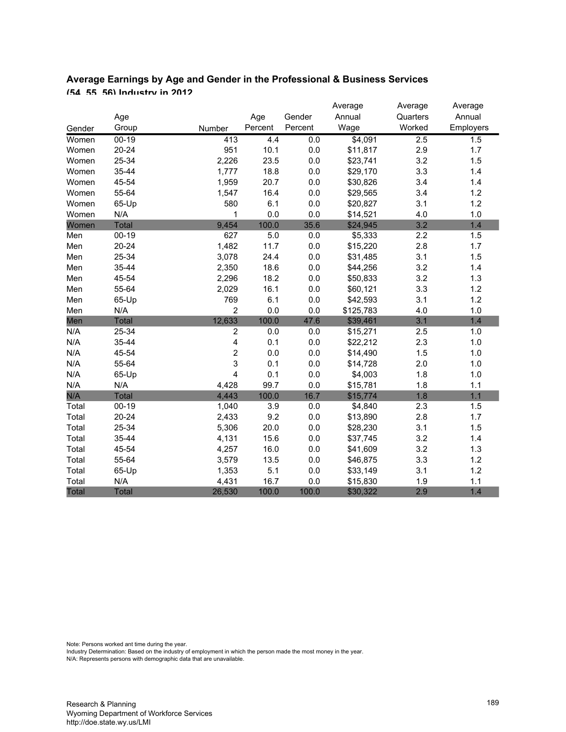### Average Earnings by Age and Gender in the Professional & Business Services (54, 55, 56) Industry in 2012

| Gender | Age Group | Number | Age Percent | Gender Percent | Average Annual Wage | Average Quarters Worked | Average Annual Employers |
|---|---|---|---|---|---|---|---|
| Women | 00-19 | 413 | 4.4 | 0.0 | $4,091 | 2.5 | 1.5 |
| Women | 20-24 | 951 | 10.1 | 0.0 | $11,817 | 2.9 | 1.7 |
| Women | 25-34 | 2,226 | 23.5 | 0.0 | $23,741 | 3.2 | 1.5 |
| Women | 35-44 | 1,777 | 18.8 | 0.0 | $29,170 | 3.3 | 1.4 |
| Women | 45-54 | 1,959 | 20.7 | 0.0 | $30,826 | 3.4 | 1.4 |
| Women | 55-64 | 1,547 | 16.4 | 0.0 | $29,565 | 3.4 | 1.2 |
| Women | 65-Up | 580 | 6.1 | 0.0 | $20,827 | 3.1 | 1.2 |
| Women | N/A | 1 | 0.0 | 0.0 | $14,521 | 4.0 | 1.0 |
| Women | Total | 9,454 | 100.0 | 35.6 | $24,945 | 3.2 | 1.4 |
| Men | 00-19 | 627 | 5.0 | 0.0 | $5,333 | 2.2 | 1.5 |
| Men | 20-24 | 1,482 | 11.7 | 0.0 | $15,220 | 2.8 | 1.7 |
| Men | 25-34 | 3,078 | 24.4 | 0.0 | $31,485 | 3.1 | 1.5 |
| Men | 35-44 | 2,350 | 18.6 | 0.0 | $44,256 | 3.2 | 1.4 |
| Men | 45-54 | 2,296 | 18.2 | 0.0 | $50,833 | 3.2 | 1.3 |
| Men | 55-64 | 2,029 | 16.1 | 0.0 | $60,121 | 3.3 | 1.2 |
| Men | 65-Up | 769 | 6.1 | 0.0 | $42,593 | 3.1 | 1.2 |
| Men | N/A | 2 | 0.0 | 0.0 | $125,783 | 4.0 | 1.0 |
| Men | Total | 12,633 | 100.0 | 47.6 | $39,461 | 3.1 | 1.4 |
| N/A | 25-34 | 2 | 0.0 | 0.0 | $15,271 | 2.5 | 1.0 |
| N/A | 35-44 | 4 | 0.1 | 0.0 | $22,212 | 2.3 | 1.0 |
| N/A | 45-54 | 2 | 0.0 | 0.0 | $14,490 | 1.5 | 1.0 |
| N/A | 55-64 | 3 | 0.1 | 0.0 | $14,728 | 2.0 | 1.0 |
| N/A | 65-Up | 4 | 0.1 | 0.0 | $4,003 | 1.8 | 1.0 |
| N/A | N/A | 4,428 | 99.7 | 0.0 | $15,781 | 1.8 | 1.1 |
| N/A | Total | 4,443 | 100.0 | 16.7 | $15,774 | 1.8 | 1.1 |
| Total | 00-19 | 1,040 | 3.9 | 0.0 | $4,840 | 2.3 | 1.5 |
| Total | 20-24 | 2,433 | 9.2 | 0.0 | $13,890 | 2.8 | 1.7 |
| Total | 25-34 | 5,306 | 20.0 | 0.0 | $28,230 | 3.1 | 1.5 |
| Total | 35-44 | 4,131 | 15.6 | 0.0 | $37,745 | 3.2 | 1.4 |
| Total | 45-54 | 4,257 | 16.0 | 0.0 | $41,609 | 3.2 | 1.3 |
| Total | 55-64 | 3,579 | 13.5 | 0.0 | $46,875 | 3.3 | 1.2 |
| Total | 65-Up | 1,353 | 5.1 | 0.0 | $33,149 | 3.1 | 1.2 |
| Total | N/A | 4,431 | 16.7 | 0.0 | $15,830 | 1.9 | 1.1 |
| Total | Total | 26,530 | 100.0 | 100.0 | $30,322 | 2.9 | 1.4 |

Note: Persons worked ant time during the year.
Industry Determination: Based on the industry of employment in which the person made the most money in the year.
N/A: Represents persons with demographic data that are unavailable.

Research & Planning
Wyoming Department of Workforce Services
http://doe.state.wy.us/LMI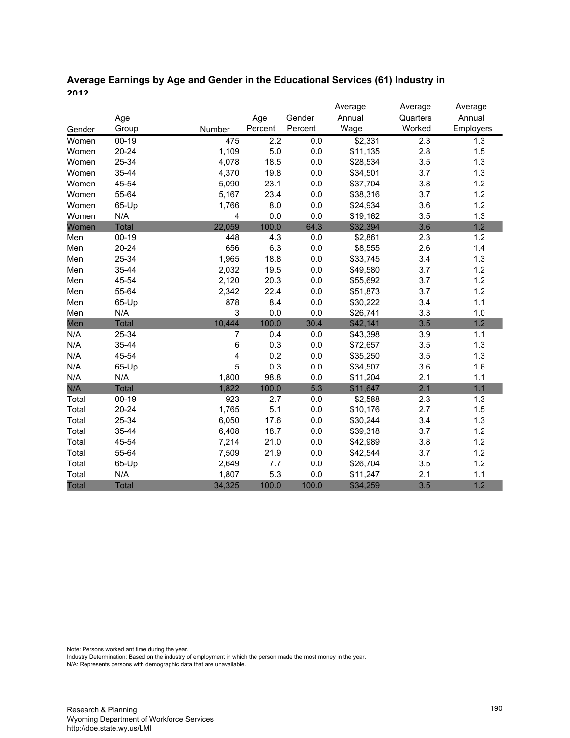## Average Earnings by Age and Gender in the Educational Services (61) Industry in 2012

| Gender | Age Group | Number | Age Percent | Gender Percent | Average Annual Wage | Average Quarters Worked | Average Annual Employers |
|---|---|---|---|---|---|---|---|
| Women | 00-19 | 475 | 2.2 | 0.0 | $2,331 | 2.3 | 1.3 |
| Women | 20-24 | 1,109 | 5.0 | 0.0 | $11,135 | 2.8 | 1.5 |
| Women | 25-34 | 4,078 | 18.5 | 0.0 | $28,534 | 3.5 | 1.3 |
| Women | 35-44 | 4,370 | 19.8 | 0.0 | $34,501 | 3.7 | 1.3 |
| Women | 45-54 | 5,090 | 23.1 | 0.0 | $37,704 | 3.8 | 1.2 |
| Women | 55-64 | 5,167 | 23.4 | 0.0 | $38,316 | 3.7 | 1.2 |
| Women | 65-Up | 1,766 | 8.0 | 0.0 | $24,934 | 3.6 | 1.2 |
| Women | N/A | 4 | 0.0 | 0.0 | $19,162 | 3.5 | 1.3 |
| Women | Total | 22,059 | 100.0 | 64.3 | $32,394 | 3.6 | 1.2 |
| Men | 00-19 | 448 | 4.3 | 0.0 | $2,861 | 2.3 | 1.2 |
| Men | 20-24 | 656 | 6.3 | 0.0 | $8,555 | 2.6 | 1.4 |
| Men | 25-34 | 1,965 | 18.8 | 0.0 | $33,745 | 3.4 | 1.3 |
| Men | 35-44 | 2,032 | 19.5 | 0.0 | $49,580 | 3.7 | 1.2 |
| Men | 45-54 | 2,120 | 20.3 | 0.0 | $55,692 | 3.7 | 1.2 |
| Men | 55-64 | 2,342 | 22.4 | 0.0 | $51,873 | 3.7 | 1.2 |
| Men | 65-Up | 878 | 8.4 | 0.0 | $30,222 | 3.4 | 1.1 |
| Men | N/A | 3 | 0.0 | 0.0 | $26,741 | 3.3 | 1.0 |
| Men | Total | 10,444 | 100.0 | 30.4 | $42,141 | 3.5 | 1.2 |
| N/A | 25-34 | 7 | 0.4 | 0.0 | $43,398 | 3.9 | 1.1 |
| N/A | 35-44 | 6 | 0.3 | 0.0 | $72,657 | 3.5 | 1.3 |
| N/A | 45-54 | 4 | 0.2 | 0.0 | $35,250 | 3.5 | 1.3 |
| N/A | 65-Up | 5 | 0.3 | 0.0 | $34,507 | 3.6 | 1.6 |
| N/A | N/A | 1,800 | 98.8 | 0.0 | $11,204 | 2.1 | 1.1 |
| N/A | Total | 1,822 | 100.0 | 5.3 | $11,647 | 2.1 | 1.1 |
| Total | 00-19 | 923 | 2.7 | 0.0 | $2,588 | 2.3 | 1.3 |
| Total | 20-24 | 1,765 | 5.1 | 0.0 | $10,176 | 2.7 | 1.5 |
| Total | 25-34 | 6,050 | 17.6 | 0.0 | $30,244 | 3.4 | 1.3 |
| Total | 35-44 | 6,408 | 18.7 | 0.0 | $39,318 | 3.7 | 1.2 |
| Total | 45-54 | 7,214 | 21.0 | 0.0 | $42,989 | 3.8 | 1.2 |
| Total | 55-64 | 7,509 | 21.9 | 0.0 | $42,544 | 3.7 | 1.2 |
| Total | 65-Up | 2,649 | 7.7 | 0.0 | $26,704 | 3.5 | 1.2 |
| Total | N/A | 1,807 | 5.3 | 0.0 | $11,247 | 2.1 | 1.1 |
| Total | Total | 34,325 | 100.0 | 100.0 | $34,259 | 3.5 | 1.2 |

Note: Persons worked ant time during the year.
Industry Determination: Based on the industry of employment in which the person made the most money in the year.
N/A: Represents persons with demographic data that are unavailable.

Research & Planning
Wyoming Department of Workforce Services
http://doe.state.wy.us/LMI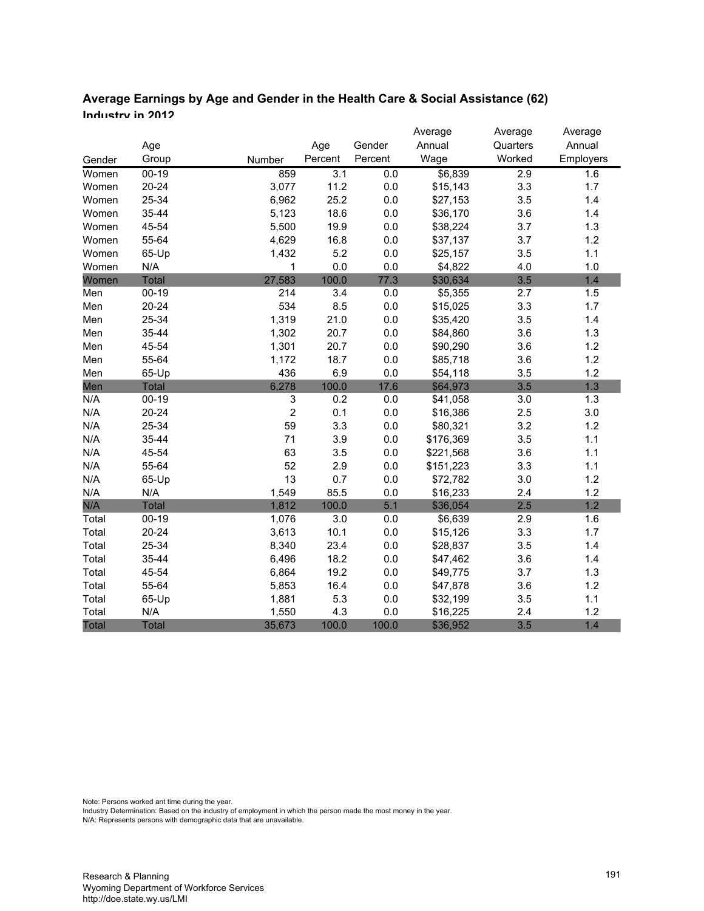### Average Earnings by Age and Gender in the Health Care & Social Assistance (62) Industry in 2012

| Gender | Age Group | Number | Age Percent | Gender Percent | Average Annual Wage | Average Quarters Worked | Average Annual Employers |
|---|---|---|---|---|---|---|---|
| Women | 00-19 | 859 | 3.1 | 0.0 | $6,839 | 2.9 | 1.6 |
| Women | 20-24 | 3,077 | 11.2 | 0.0 | $15,143 | 3.3 | 1.7 |
| Women | 25-34 | 6,962 | 25.2 | 0.0 | $27,153 | 3.5 | 1.4 |
| Women | 35-44 | 5,123 | 18.6 | 0.0 | $36,170 | 3.6 | 1.4 |
| Women | 45-54 | 5,500 | 19.9 | 0.0 | $38,224 | 3.7 | 1.3 |
| Women | 55-64 | 4,629 | 16.8 | 0.0 | $37,137 | 3.7 | 1.2 |
| Women | 65-Up | 1,432 | 5.2 | 0.0 | $25,157 | 3.5 | 1.1 |
| Women | N/A | 1 | 0.0 | 0.0 | $4,822 | 4.0 | 1.0 |
| Women | Total | 27,583 | 100.0 | 77.3 | $30,634 | 3.5 | 1.4 |
| Men | 00-19 | 214 | 3.4 | 0.0 | $5,355 | 2.7 | 1.5 |
| Men | 20-24 | 534 | 8.5 | 0.0 | $15,025 | 3.3 | 1.7 |
| Men | 25-34 | 1,319 | 21.0 | 0.0 | $35,420 | 3.5 | 1.4 |
| Men | 35-44 | 1,302 | 20.7 | 0.0 | $84,860 | 3.6 | 1.3 |
| Men | 45-54 | 1,301 | 20.7 | 0.0 | $90,290 | 3.6 | 1.2 |
| Men | 55-64 | 1,172 | 18.7 | 0.0 | $85,718 | 3.6 | 1.2 |
| Men | 65-Up | 436 | 6.9 | 0.0 | $54,118 | 3.5 | 1.2 |
| Men | Total | 6,278 | 100.0 | 17.6 | $64,973 | 3.5 | 1.3 |
| N/A | 00-19 | 3 | 0.2 | 0.0 | $41,058 | 3.0 | 1.3 |
| N/A | 20-24 | 2 | 0.1 | 0.0 | $16,386 | 2.5 | 3.0 |
| N/A | 25-34 | 59 | 3.3 | 0.0 | $80,321 | 3.2 | 1.2 |
| N/A | 35-44 | 71 | 3.9 | 0.0 | $176,369 | 3.5 | 1.1 |
| N/A | 45-54 | 63 | 3.5 | 0.0 | $221,568 | 3.6 | 1.1 |
| N/A | 55-64 | 52 | 2.9 | 0.0 | $151,223 | 3.3 | 1.1 |
| N/A | 65-Up | 13 | 0.7 | 0.0 | $72,782 | 3.0 | 1.2 |
| N/A | N/A | 1,549 | 85.5 | 0.0 | $16,233 | 2.4 | 1.2 |
| N/A | Total | 1,812 | 100.0 | 5.1 | $36,054 | 2.5 | 1.2 |
| Total | 00-19 | 1,076 | 3.0 | 0.0 | $6,639 | 2.9 | 1.6 |
| Total | 20-24 | 3,613 | 10.1 | 0.0 | $15,126 | 3.3 | 1.7 |
| Total | 25-34 | 8,340 | 23.4 | 0.0 | $28,837 | 3.5 | 1.4 |
| Total | 35-44 | 6,496 | 18.2 | 0.0 | $47,462 | 3.6 | 1.4 |
| Total | 45-54 | 6,864 | 19.2 | 0.0 | $49,775 | 3.7 | 1.3 |
| Total | 55-64 | 5,853 | 16.4 | 0.0 | $47,878 | 3.6 | 1.2 |
| Total | 65-Up | 1,881 | 5.3 | 0.0 | $32,199 | 3.5 | 1.1 |
| Total | N/A | 1,550 | 4.3 | 0.0 | $16,225 | 2.4 | 1.2 |
| Total | Total | 35,673 | 100.0 | 100.0 | $36,952 | 3.5 | 1.4 |

Note: Persons worked ant time during the year.
Industry Determination: Based on the industry of employment in which the person made the most money in the year.
N/A: Represents persons with demographic data that are unavailable.

Research & Planning
Wyoming Department of Workforce Services
http://doe.state.wy.us/LMI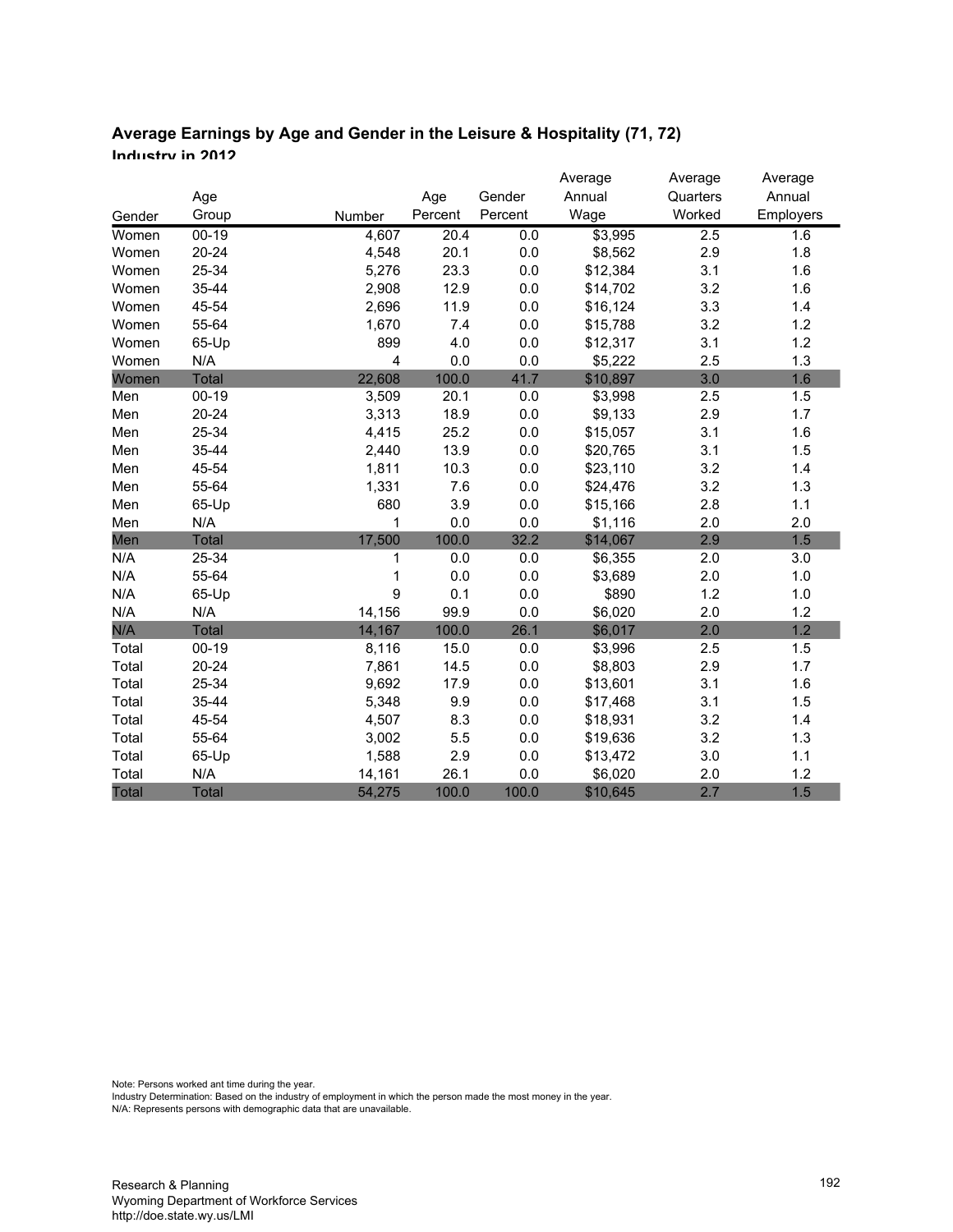### Average Earnings by Age and Gender in the Leisure & Hospitality (71, 72) Industry in 2012

| Gender | Age Group | Number | Age Percent | Gender Percent | Average Annual Wage | Average Quarters Worked | Average Annual Employers |
|---|---|---|---|---|---|---|---|
| Women | 00-19 | 4,607 | 20.4 | 0.0 | $3,995 | 2.5 | 1.6 |
| Women | 20-24 | 4,548 | 20.1 | 0.0 | $8,562 | 2.9 | 1.8 |
| Women | 25-34 | 5,276 | 23.3 | 0.0 | $12,384 | 3.1 | 1.6 |
| Women | 35-44 | 2,908 | 12.9 | 0.0 | $14,702 | 3.2 | 1.6 |
| Women | 45-54 | 2,696 | 11.9 | 0.0 | $16,124 | 3.3 | 1.4 |
| Women | 55-64 | 1,670 | 7.4 | 0.0 | $15,788 | 3.2 | 1.2 |
| Women | 65-Up | 899 | 4.0 | 0.0 | $12,317 | 3.1 | 1.2 |
| Women | N/A | 4 | 0.0 | 0.0 | $5,222 | 2.5 | 1.3 |
| Women | Total | 22,608 | 100.0 | 41.7 | $10,897 | 3.0 | 1.6 |
| Men | 00-19 | 3,509 | 20.1 | 0.0 | $3,998 | 2.5 | 1.5 |
| Men | 20-24 | 3,313 | 18.9 | 0.0 | $9,133 | 2.9 | 1.7 |
| Men | 25-34 | 4,415 | 25.2 | 0.0 | $15,057 | 3.1 | 1.6 |
| Men | 35-44 | 2,440 | 13.9 | 0.0 | $20,765 | 3.1 | 1.5 |
| Men | 45-54 | 1,811 | 10.3 | 0.0 | $23,110 | 3.2 | 1.4 |
| Men | 55-64 | 1,331 | 7.6 | 0.0 | $24,476 | 3.2 | 1.3 |
| Men | 65-Up | 680 | 3.9 | 0.0 | $15,166 | 2.8 | 1.1 |
| Men | N/A | 1 | 0.0 | 0.0 | $1,116 | 2.0 | 2.0 |
| Men | Total | 17,500 | 100.0 | 32.2 | $14,067 | 2.9 | 1.5 |
| N/A | 25-34 | 1 | 0.0 | 0.0 | $6,355 | 2.0 | 3.0 |
| N/A | 55-64 | 1 | 0.0 | 0.0 | $3,689 | 2.0 | 1.0 |
| N/A | 65-Up | 9 | 0.1 | 0.0 | $890 | 1.2 | 1.0 |
| N/A | N/A | 14,156 | 99.9 | 0.0 | $6,020 | 2.0 | 1.2 |
| N/A | Total | 14,167 | 100.0 | 26.1 | $6,017 | 2.0 | 1.2 |
| Total | 00-19 | 8,116 | 15.0 | 0.0 | $3,996 | 2.5 | 1.5 |
| Total | 20-24 | 7,861 | 14.5 | 0.0 | $8,803 | 2.9 | 1.7 |
| Total | 25-34 | 9,692 | 17.9 | 0.0 | $13,601 | 3.1 | 1.6 |
| Total | 35-44 | 5,348 | 9.9 | 0.0 | $17,468 | 3.1 | 1.5 |
| Total | 45-54 | 4,507 | 8.3 | 0.0 | $18,931 | 3.2 | 1.4 |
| Total | 55-64 | 3,002 | 5.5 | 0.0 | $19,636 | 3.2 | 1.3 |
| Total | 65-Up | 1,588 | 2.9 | 0.0 | $13,472 | 3.0 | 1.1 |
| Total | N/A | 14,161 | 26.1 | 0.0 | $6,020 | 2.0 | 1.2 |
| Total | Total | 54,275 | 100.0 | 100.0 | $10,645 | 2.7 | 1.5 |

Note: Persons worked ant time during the year.
Industry Determination: Based on the industry of employment in which the person made the most money in the year.
N/A: Represents persons with demographic data that are unavailable.

Research & Planning
Wyoming Department of Workforce Services
http://doe.state.wy.us/LMI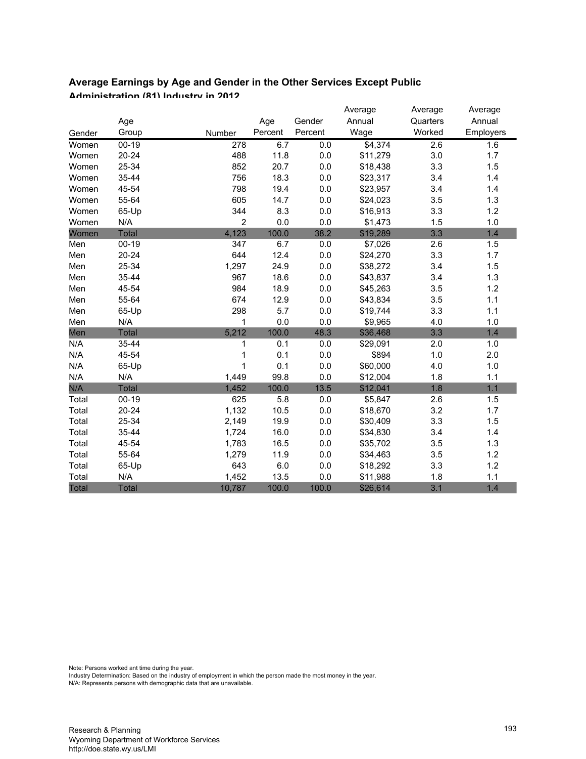### Average Earnings by Age and Gender in the Other Services Except Public Administration (81) Industry in 2012

| Gender | Age Group | Number | Age Percent | Gender Percent | Average Annual Wage | Average Quarters Worked | Average Annual Employers |
|---|---|---|---|---|---|---|---|
| Women | 00-19 | 278 | 6.7 | 0.0 | $4,374 | 2.6 | 1.6 |
| Women | 20-24 | 488 | 11.8 | 0.0 | $11,279 | 3.0 | 1.7 |
| Women | 25-34 | 852 | 20.7 | 0.0 | $18,438 | 3.3 | 1.5 |
| Women | 35-44 | 756 | 18.3 | 0.0 | $23,317 | 3.4 | 1.4 |
| Women | 45-54 | 798 | 19.4 | 0.0 | $23,957 | 3.4 | 1.4 |
| Women | 55-64 | 605 | 14.7 | 0.0 | $24,023 | 3.5 | 1.3 |
| Women | 65-Up | 344 | 8.3 | 0.0 | $16,913 | 3.3 | 1.2 |
| Women | N/A | 2 | 0.0 | 0.0 | $1,473 | 1.5 | 1.0 |
| Women | Total | 4,123 | 100.0 | 38.2 | $19,289 | 3.3 | 1.4 |
| Men | 00-19 | 347 | 6.7 | 0.0 | $7,026 | 2.6 | 1.5 |
| Men | 20-24 | 644 | 12.4 | 0.0 | $24,270 | 3.3 | 1.7 |
| Men | 25-34 | 1,297 | 24.9 | 0.0 | $38,272 | 3.4 | 1.5 |
| Men | 35-44 | 967 | 18.6 | 0.0 | $43,837 | 3.4 | 1.3 |
| Men | 45-54 | 984 | 18.9 | 0.0 | $45,263 | 3.5 | 1.2 |
| Men | 55-64 | 674 | 12.9 | 0.0 | $43,834 | 3.5 | 1.1 |
| Men | 65-Up | 298 | 5.7 | 0.0 | $19,744 | 3.3 | 1.1 |
| Men | N/A | 1 | 0.0 | 0.0 | $9,965 | 4.0 | 1.0 |
| Men | Total | 5,212 | 100.0 | 48.3 | $36,468 | 3.3 | 1.4 |
| N/A | 35-44 | 1 | 0.1 | 0.0 | $29,091 | 2.0 | 1.0 |
| N/A | 45-54 | 1 | 0.1 | 0.0 | $894 | 1.0 | 2.0 |
| N/A | 65-Up | 1 | 0.1 | 0.0 | $60,000 | 4.0 | 1.0 |
| N/A | N/A | 1,449 | 99.8 | 0.0 | $12,004 | 1.8 | 1.1 |
| N/A | Total | 1,452 | 100.0 | 13.5 | $12,041 | 1.8 | 1.1 |
| Total | 00-19 | 625 | 5.8 | 0.0 | $5,847 | 2.6 | 1.5 |
| Total | 20-24 | 1,132 | 10.5 | 0.0 | $18,670 | 3.2 | 1.7 |
| Total | 25-34 | 2,149 | 19.9 | 0.0 | $30,409 | 3.3 | 1.5 |
| Total | 35-44 | 1,724 | 16.0 | 0.0 | $34,830 | 3.4 | 1.4 |
| Total | 45-54 | 1,783 | 16.5 | 0.0 | $35,702 | 3.5 | 1.3 |
| Total | 55-64 | 1,279 | 11.9 | 0.0 | $34,463 | 3.5 | 1.2 |
| Total | 65-Up | 643 | 6.0 | 0.0 | $18,292 | 3.3 | 1.2 |
| Total | N/A | 1,452 | 13.5 | 0.0 | $11,988 | 1.8 | 1.1 |
| Total | Total | 10,787 | 100.0 | 100.0 | $26,614 | 3.1 | 1.4 |

Note: Persons worked ant time during the year.
Industry Determination: Based on the industry of employment in which the person made the most money in the year.
N/A: Represents persons with demographic data that are unavailable.

Research & Planning
Wyoming Department of Workforce Services
http://doe.state.wy.us/LMI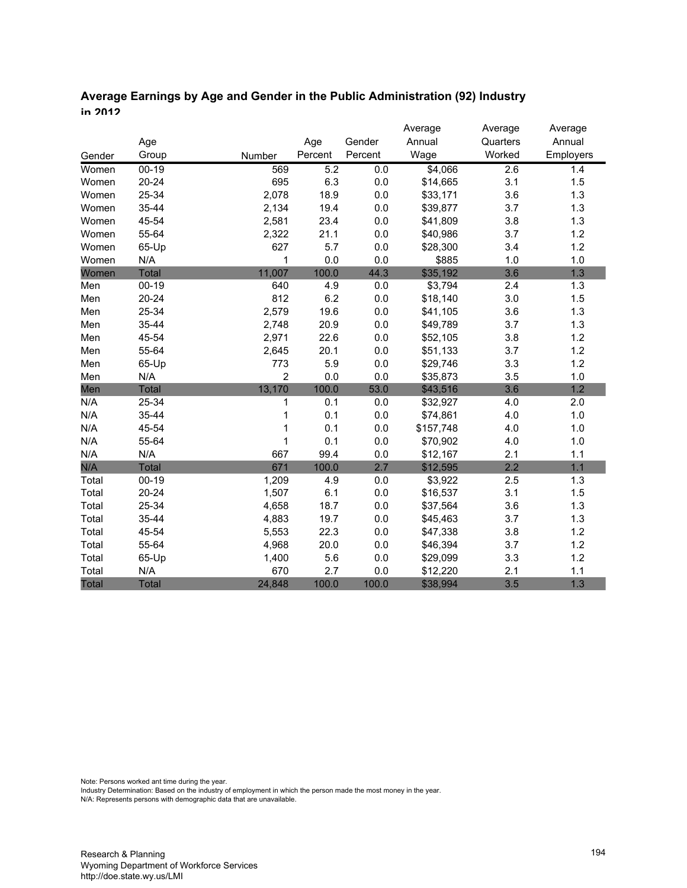## Average Earnings by Age and Gender in the Public Administration (92) Industry in 2012

| Gender | Age Group | Number | Age Percent | Gender Percent | Average Annual Wage | Average Quarters Worked | Average Annual Employers |
|---|---|---|---|---|---|---|---|
| Women | 00-19 | 569 | 5.2 | 0.0 | $4,066 | 2.6 | 1.4 |
| Women | 20-24 | 695 | 6.3 | 0.0 | $14,665 | 3.1 | 1.5 |
| Women | 25-34 | 2,078 | 18.9 | 0.0 | $33,171 | 3.6 | 1.3 |
| Women | 35-44 | 2,134 | 19.4 | 0.0 | $39,877 | 3.7 | 1.3 |
| Women | 45-54 | 2,581 | 23.4 | 0.0 | $41,809 | 3.8 | 1.3 |
| Women | 55-64 | 2,322 | 21.1 | 0.0 | $40,986 | 3.7 | 1.2 |
| Women | 65-Up | 627 | 5.7 | 0.0 | $28,300 | 3.4 | 1.2 |
| Women | N/A | 1 | 0.0 | 0.0 | $885 | 1.0 | 1.0 |
| Women | Total | 11,007 | 100.0 | 44.3 | $35,192 | 3.6 | 1.3 |
| Men | 00-19 | 640 | 4.9 | 0.0 | $3,794 | 2.4 | 1.3 |
| Men | 20-24 | 812 | 6.2 | 0.0 | $18,140 | 3.0 | 1.5 |
| Men | 25-34 | 2,579 | 19.6 | 0.0 | $41,105 | 3.6 | 1.3 |
| Men | 35-44 | 2,748 | 20.9 | 0.0 | $49,789 | 3.7 | 1.3 |
| Men | 45-54 | 2,971 | 22.6 | 0.0 | $52,105 | 3.8 | 1.2 |
| Men | 55-64 | 2,645 | 20.1 | 0.0 | $51,133 | 3.7 | 1.2 |
| Men | 65-Up | 773 | 5.9 | 0.0 | $29,746 | 3.3 | 1.2 |
| Men | N/A | 2 | 0.0 | 0.0 | $35,873 | 3.5 | 1.0 |
| Men | Total | 13,170 | 100.0 | 53.0 | $43,516 | 3.6 | 1.2 |
| N/A | 25-34 | 1 | 0.1 | 0.0 | $32,927 | 4.0 | 2.0 |
| N/A | 35-44 | 1 | 0.1 | 0.0 | $74,861 | 4.0 | 1.0 |
| N/A | 45-54 | 1 | 0.1 | 0.0 | $157,748 | 4.0 | 1.0 |
| N/A | 55-64 | 1 | 0.1 | 0.0 | $70,902 | 4.0 | 1.0 |
| N/A | N/A | 667 | 99.4 | 0.0 | $12,167 | 2.1 | 1.1 |
| N/A | Total | 671 | 100.0 | 2.7 | $12,595 | 2.2 | 1.1 |
| Total | 00-19 | 1,209 | 4.9 | 0.0 | $3,922 | 2.5 | 1.3 |
| Total | 20-24 | 1,507 | 6.1 | 0.0 | $16,537 | 3.1 | 1.5 |
| Total | 25-34 | 4,658 | 18.7 | 0.0 | $37,564 | 3.6 | 1.3 |
| Total | 35-44 | 4,883 | 19.7 | 0.0 | $45,463 | 3.7 | 1.3 |
| Total | 45-54 | 5,553 | 22.3 | 0.0 | $47,338 | 3.8 | 1.2 |
| Total | 55-64 | 4,968 | 20.0 | 0.0 | $46,394 | 3.7 | 1.2 |
| Total | 65-Up | 1,400 | 5.6 | 0.0 | $29,099 | 3.3 | 1.2 |
| Total | N/A | 670 | 2.7 | 0.0 | $12,220 | 2.1 | 1.1 |
| Total | Total | 24,848 | 100.0 | 100.0 | $38,994 | 3.5 | 1.3 |

Note: Persons worked ant time during the year.
Industry Determination: Based on the industry of employment in which the person made the most money in the year.
N/A: Represents persons with demographic data that are unavailable.

Research & Planning
Wyoming Department of Workforce Services
http://doe.state.wy.us/LMI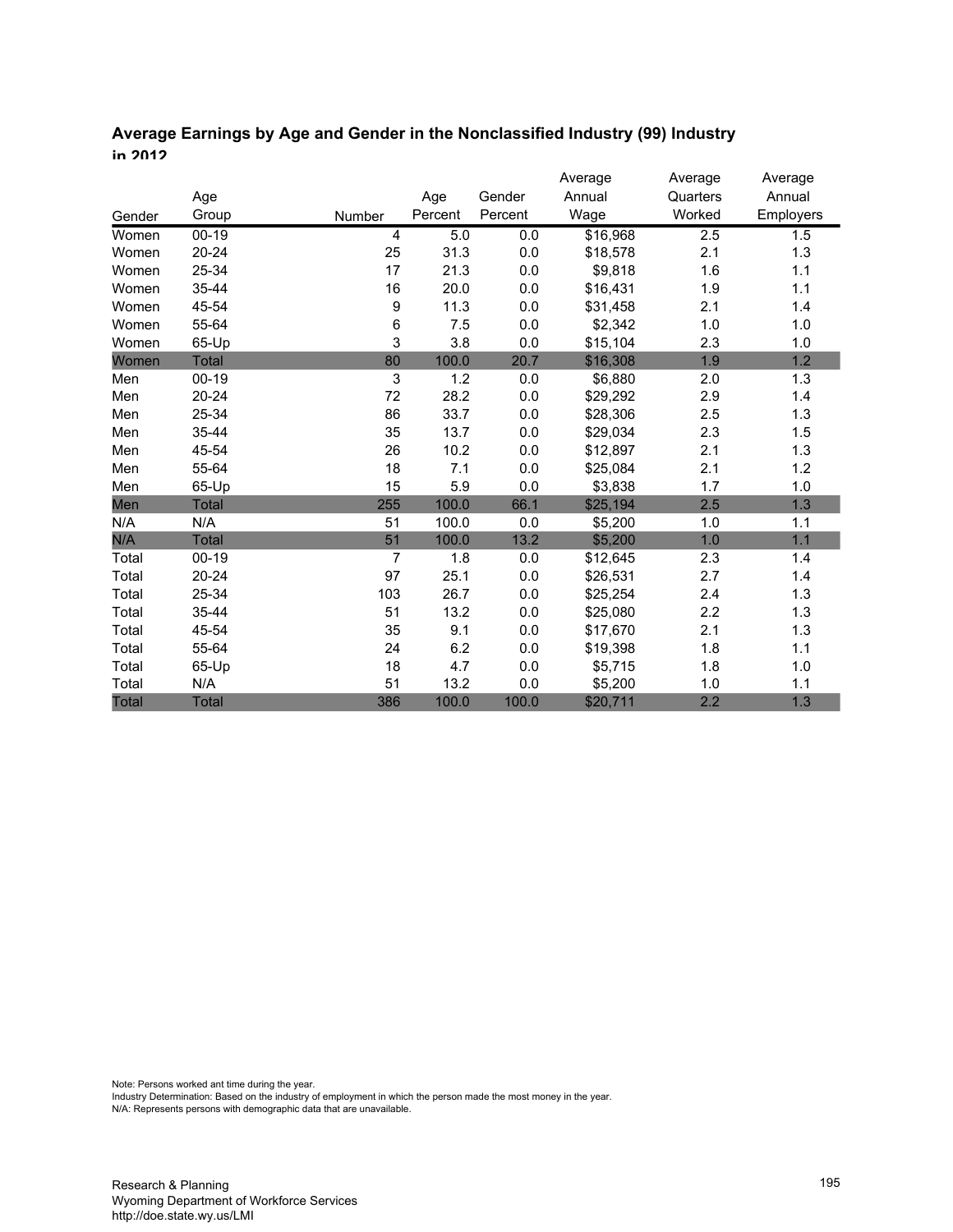## Average Earnings by Age and Gender in the Nonclassified Industry (99) Industry in 2012

| Gender | Age Group | Number | Age Percent | Gender Percent | Average Annual Wage | Average Quarters Worked | Average Annual Employers |
|---|---|---|---|---|---|---|---|
| Women | 00-19 | 4 | 5.0 | 0.0 | $16,968 | 2.5 | 1.5 |
| Women | 20-24 | 25 | 31.3 | 0.0 | $18,578 | 2.1 | 1.3 |
| Women | 25-34 | 17 | 21.3 | 0.0 | $9,818 | 1.6 | 1.1 |
| Women | 35-44 | 16 | 20.0 | 0.0 | $16,431 | 1.9 | 1.1 |
| Women | 45-54 | 9 | 11.3 | 0.0 | $31,458 | 2.1 | 1.4 |
| Women | 55-64 | 6 | 7.5 | 0.0 | $2,342 | 1.0 | 1.0 |
| Women | 65-Up | 3 | 3.8 | 0.0 | $15,104 | 2.3 | 1.0 |
| Women | Total | 80 | 100.0 | 20.7 | $16,308 | 1.9 | 1.2 |
| Men | 00-19 | 3 | 1.2 | 0.0 | $6,880 | 2.0 | 1.3 |
| Men | 20-24 | 72 | 28.2 | 0.0 | $29,292 | 2.9 | 1.4 |
| Men | 25-34 | 86 | 33.7 | 0.0 | $28,306 | 2.5 | 1.3 |
| Men | 35-44 | 35 | 13.7 | 0.0 | $29,034 | 2.3 | 1.5 |
| Men | 45-54 | 26 | 10.2 | 0.0 | $12,897 | 2.1 | 1.3 |
| Men | 55-64 | 18 | 7.1 | 0.0 | $25,084 | 2.1 | 1.2 |
| Men | 65-Up | 15 | 5.9 | 0.0 | $3,838 | 1.7 | 1.0 |
| Men | Total | 255 | 100.0 | 66.1 | $25,194 | 2.5 | 1.3 |
| N/A | N/A | 51 | 100.0 | 0.0 | $5,200 | 1.0 | 1.1 |
| N/A | Total | 51 | 100.0 | 13.2 | $5,200 | 1.0 | 1.1 |
| Total | 00-19 | 7 | 1.8 | 0.0 | $12,645 | 2.3 | 1.4 |
| Total | 20-24 | 97 | 25.1 | 0.0 | $26,531 | 2.7 | 1.4 |
| Total | 25-34 | 103 | 26.7 | 0.0 | $25,254 | 2.4 | 1.3 |
| Total | 35-44 | 51 | 13.2 | 0.0 | $25,080 | 2.2 | 1.3 |
| Total | 45-54 | 35 | 9.1 | 0.0 | $17,670 | 2.1 | 1.3 |
| Total | 55-64 | 24 | 6.2 | 0.0 | $19,398 | 1.8 | 1.1 |
| Total | 65-Up | 18 | 4.7 | 0.0 | $5,715 | 1.8 | 1.0 |
| Total | N/A | 51 | 13.2 | 0.0 | $5,200 | 1.0 | 1.1 |
| Total | Total | 386 | 100.0 | 100.0 | $20,711 | 2.2 | 1.3 |

Note: Persons worked ant time during the year.
Industry Determination: Based on the industry of employment in which the person made the most money in the year.
N/A: Represents persons with demographic data that are unavailable.

Research & Planning
Wyoming Department of Workforce Services
http://doe.state.wy.us/LMI